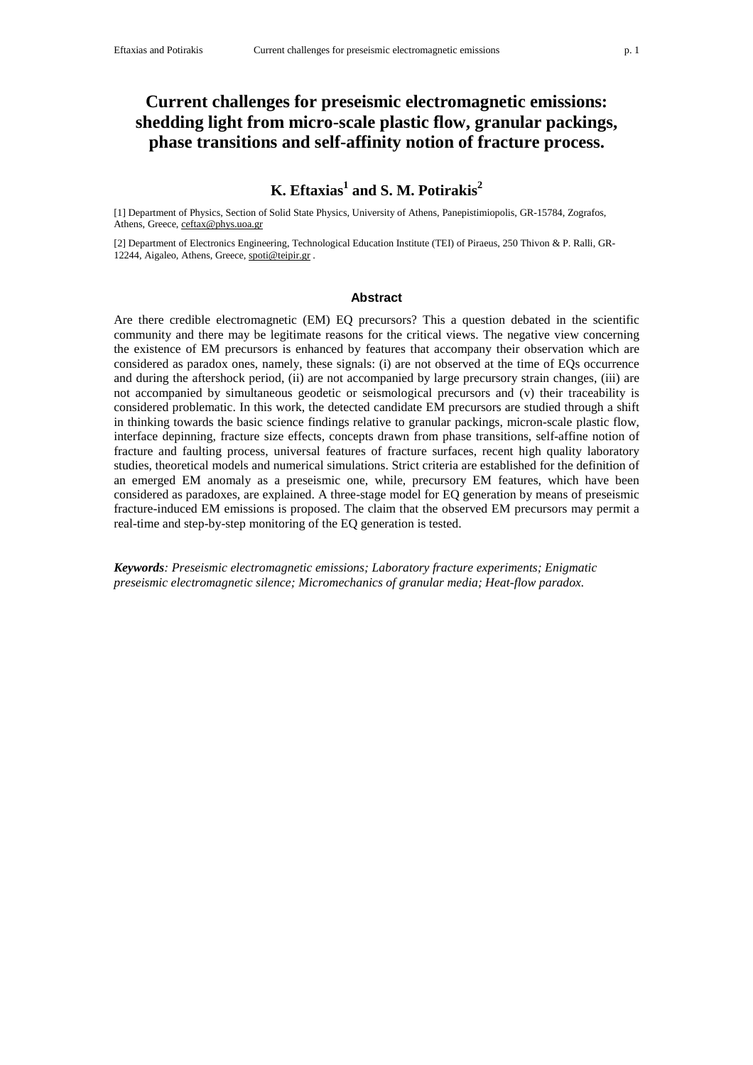# Current challenges for preseismic electromagnetic emissions: shedding light from micro-scale plastic flow, granular packings, phase transitions and self-affinity notion of fracture process.

**K. Eftaxias[1] and S. M. Potirakis[2]**

[1] Department of Physics, Section of Solid State Physics, University of Athens, Panepistimiopolis, GR-15784, Zografos, Athens, Greece, ceftax@phys.uoa.gr

[2] Department of Electronics Engineering, Technological Education Institute (TEI) of Piraeus, 250 Thivon & P. Ralli, GR-12244, Aigaleo, Athens, Greece, spoti@teipir.gr .

## Abstract

Are there credible electromagnetic (EM) EQ precursors? This a question debated in the scientific community and there may be legitimate reasons for the critical views. The negative view concerning the existence of EM precursors is enhanced by features that accompany their observation which are considered as paradox ones, namely, these signals: (i) are not observed at the time of EQs occurrence and during the aftershock period, (ii) are not accompanied by large precursory strain changes, (iii) are not accompanied by simultaneous geodetic or seismological precursors and (v) their traceability is considered problematic. In this work, the detected candidate EM precursors are studied through a shift in thinking towards the basic science findings relative to granular packings, micron-scale plastic flow, interface depinning, fracture size effects, concepts drawn from phase transitions, self-affine notion of fracture and faulting process, universal features of fracture surfaces, recent high quality laboratory studies, theoretical models and numerical simulations. Strict criteria are established for the definition of an emerged EM anomaly as a preseismic one, while, precursory EM features, which have been considered as paradoxes, are explained. A three-stage model for EQ generation by means of preseismic fracture-induced EM emissions is proposed. The claim that the observed EM precursors may permit a real-time and step-by-step monitoring of the EQ generation is tested.

***Keywords**: Preseismic electromagnetic emissions; Laboratory fracture experiments; Enigmatic preseismic electromagnetic silence; Micromechanics of granular media; Heat-flow paradox.*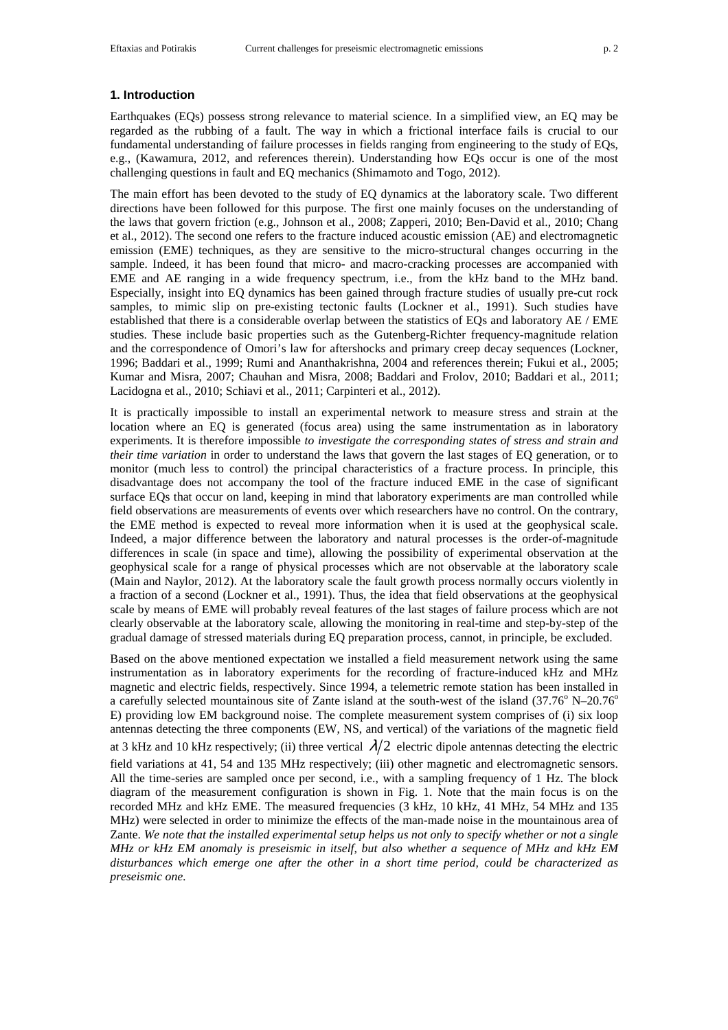## 1. Introduction

Earthquakes (EQs) possess strong relevance to material science. In a simplified view, an EQ may be regarded as the rubbing of a fault. The way in which a frictional interface fails is crucial to our fundamental understanding of failure processes in fields ranging from engineering to the study of EQs, e.g., (Kawamura, 2012, and references therein). Understanding how EQs occur is one of the most challenging questions in fault and EQ mechanics (Shimamoto and Togo, 2012).

The main effort has been devoted to the study of EQ dynamics at the laboratory scale. Two different directions have been followed for this purpose. The first one mainly focuses on the understanding of the laws that govern friction (e.g., Johnson et al., 2008; Zapperi, 2010; Ben-David et al., 2010; Chang et al., 2012). The second one refers to the fracture induced acoustic emission (AE) and electromagnetic emission (EME) techniques, as they are sensitive to the micro-structural changes occurring in the sample. Indeed, it has been found that micro- and macro-cracking processes are accompanied with EME and AE ranging in a wide frequency spectrum, i.e., from the kHz band to the MHz band. Especially, insight into EQ dynamics has been gained through fracture studies of usually pre-cut rock samples, to mimic slip on pre-existing tectonic faults (Lockner et al., 1991). Such studies have established that there is a considerable overlap between the statistics of EQs and laboratory AE / EME studies. These include basic properties such as the Gutenberg-Richter frequency-magnitude relation and the correspondence of Omori's law for aftershocks and primary creep decay sequences (Lockner, 1996; Baddari et al., 1999; Rumi and Ananthakrishna, 2004 and references therein; Fukui et al., 2005; Kumar and Misra, 2007; Chauhan and Misra, 2008; Baddari and Frolov, 2010; Baddari et al., 2011; Lacidogna et al., 2010; Schiavi et al., 2011; Carpinteri et al., 2012).

It is practically impossible to install an experimental network to measure stress and strain at the location where an EQ is generated (focus area) using the same instrumentation as in laboratory experiments. It is therefore impossible *to investigate the corresponding states of stress and strain and their time variation* in order to understand the laws that govern the last stages of EQ generation, or to monitor (much less to control) the principal characteristics of a fracture process. In principle, this disadvantage does not accompany the tool of the fracture induced EME in the case of significant surface EQs that occur on land, keeping in mind that laboratory experiments are man controlled while field observations are measurements of events over which researchers have no control. On the contrary, the EME method is expected to reveal more information when it is used at the geophysical scale. Indeed, a major difference between the laboratory and natural processes is the order-of-magnitude differences in scale (in space and time), allowing the possibility of experimental observation at the geophysical scale for a range of physical processes which are not observable at the laboratory scale (Main and Naylor, 2012). At the laboratory scale the fault growth process normally occurs violently in a fraction of a second (Lockner et al., 1991). Thus, the idea that field observations at the geophysical scale by means of EME will probably reveal features of the last stages of failure process which are not clearly observable at the laboratory scale, allowing the monitoring in real-time and step-by-step of the gradual damage of stressed materials during EQ preparation process, cannot, in principle, be excluded.

Based on the above mentioned expectation we installed a field measurement network using the same instrumentation as in laboratory experiments for the recording of fracture-induced kHz and MHz magnetic and electric fields, respectively. Since 1994, a telemetric remote station has been installed in a carefully selected mountainous site of Zante island at the south-west of the island ($37.76^{o}$ N–$20.76^{o}$ E) providing low EM background noise. The complete measurement system comprises of (i) six loop antennas detecting the three components (EW, NS, and vertical) of the variations of the magnetic field at 3 kHz and 10 kHz respectively; (ii) three vertical $\lambda/2$ electric dipole antennas detecting the electric field variations at 41, 54 and 135 MHz respectively; (iii) other magnetic and electromagnetic sensors. All the time-series are sampled once per second, i.e., with a sampling frequency of 1 Hz. The block diagram of the measurement configuration is shown in Fig. 1. Note that the main focus is on the recorded MHz and kHz EME. The measured frequencies (3 kHz, 10 kHz, 41 MHz, 54 MHz and 135 MHz) were selected in order to minimize the effects of the man-made noise in the mountainous area of Zante. *We note that the installed experimental setup helps us not only to specify whether or not a single MHz or kHz EM anomaly is preseismic in itself, but also whether a sequence of MHz and kHz EM disturbances which emerge one after the other in a short time period, could be characterized as preseismic one.*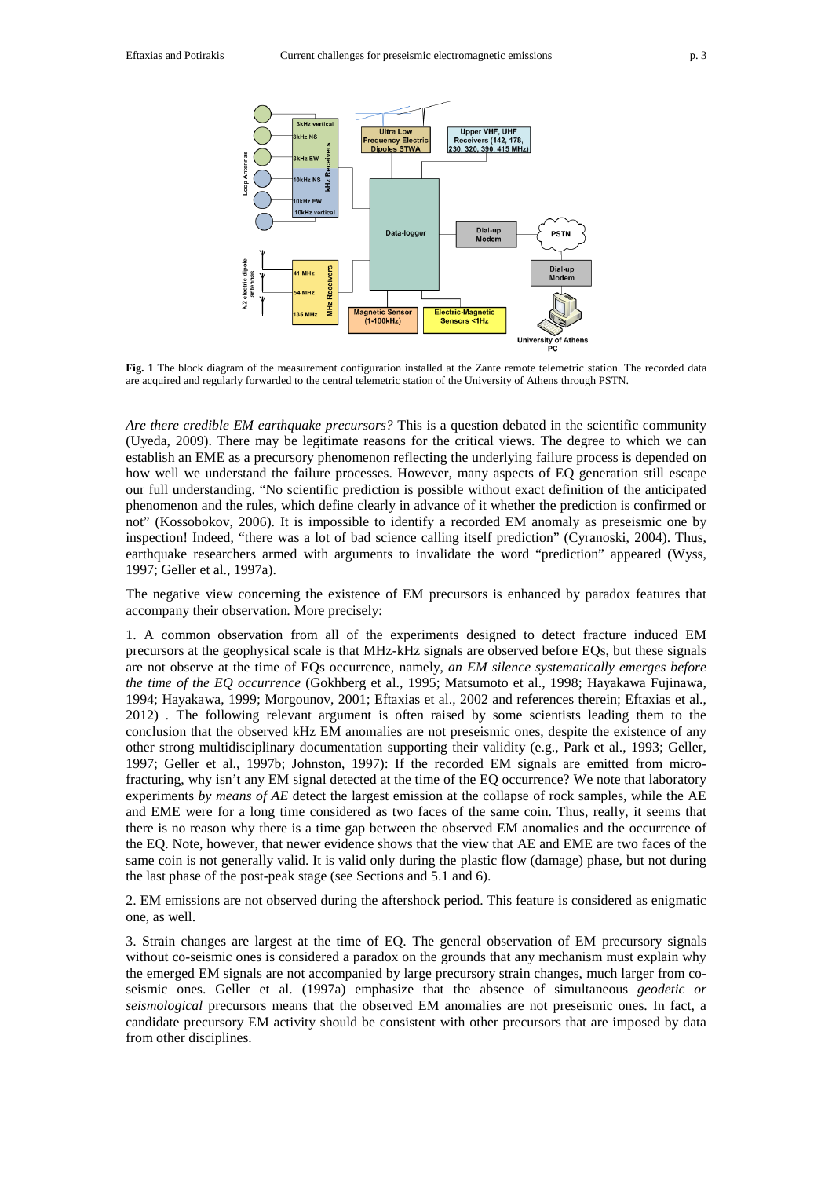**Fig. 1** The block diagram of the measurement configuration installed at the Zante remote telemetric station. The recorded data are acquired and regularly forwarded to the central telemetric station of the University of Athens through PSTN.

*Are there credible EM earthquake precursors?* This is a question debated in the scientific community (Uyeda, 2009). There may be legitimate reasons for the critical views. The degree to which we can establish an EME as a precursory phenomenon reflecting the underlying failure process is depended on how well we understand the failure processes. However, many aspects of EQ generation still escape our full understanding. "No scientific prediction is possible without exact definition of the anticipated phenomenon and the rules, which define clearly in advance of it whether the prediction is confirmed or not" (Kossobokov, 2006). It is impossible to identify a recorded EM anomaly as preseismic one by inspection! Indeed, "there was a lot of bad science calling itself prediction" (Cyranoski, 2004). Thus, earthquake researchers armed with arguments to invalidate the word "prediction" appeared (Wyss, 1997; Geller et al., 1997a).

The negative view concerning the existence of EM precursors is enhanced by paradox features that accompany their observation. More precisely:

1. A common observation from all of the experiments designed to detect fracture induced EM precursors at the geophysical scale is that MHz-kHz signals are observed before EQs, but these signals are not observe at the time of EQs occurrence, namely, *an EM silence systematically emerges before the time of the EQ occurrence* (Gokhberg et al., 1995; Matsumoto et al., 1998; Hayakawa Fujinawa, 1994; Hayakawa, 1999; Morgounov, 2001; Eftaxias et al., 2002 and references therein; Eftaxias et al., 2012) . The following relevant argument is often raised by some scientists leading them to the conclusion that the observed kHz EM anomalies are not preseismic ones, despite the existence of any other strong multidisciplinary documentation supporting their validity (e.g., Park et al., 1993; Geller, 1997; Geller et al., 1997b; Johnston, 1997): If the recorded EM signals are emitted from micro-fracturing, why isn't any EM signal detected at the time of the EQ occurrence? We note that laboratory experiments *by means of AE* detect the largest emission at the collapse of rock samples, while the AE and EME were for a long time considered as two faces of the same coin. Thus, really, it seems that there is no reason why there is a time gap between the observed EM anomalies and the occurrence of the EQ. Note, however, that newer evidence shows that the view that AE and EME are two faces of the same coin is not generally valid. It is valid only during the plastic flow (damage) phase, but not during the last phase of the post-peak stage (see Sections and 5.1 and 6).

2. EM emissions are not observed during the aftershock period. This feature is considered as enigmatic one, as well.

3. Strain changes are largest at the time of EQ. The general observation of EM precursory signals without co-seismic ones is considered a paradox on the grounds that any mechanism must explain why the emerged EM signals are not accompanied by large precursory strain changes, much larger from co-seismic ones. Geller et al. (1997a) emphasize that the absence of simultaneous *geodetic or seismological* precursors means that the observed EM anomalies are not preseismic ones. In fact, a candidate precursory EM activity should be consistent with other precursors that are imposed by data from other disciplines.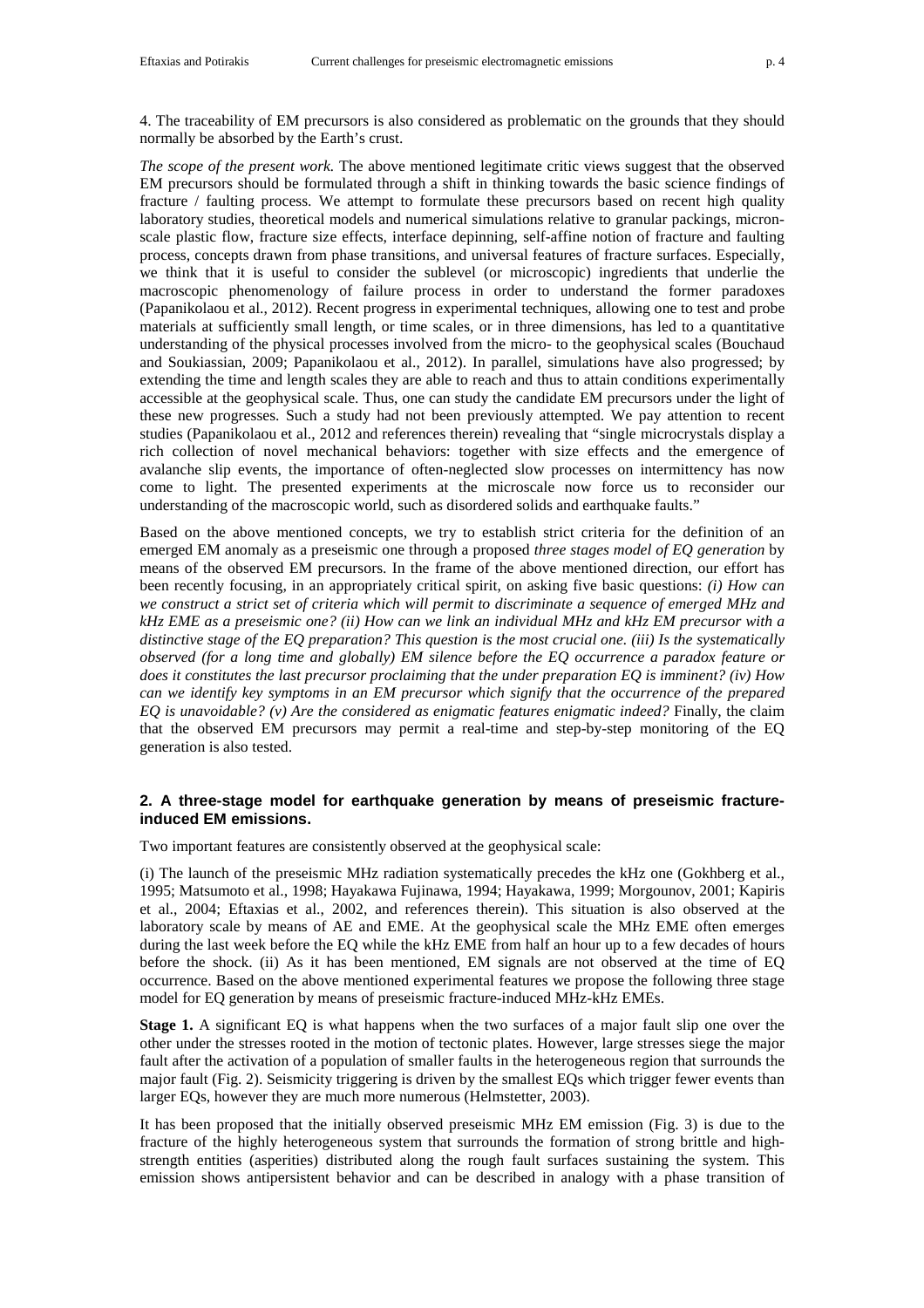4. The traceability of EM precursors is also considered as problematic on the grounds that they should normally be absorbed by the Earth's crust.

*The scope of the present work.* The above mentioned legitimate critic views suggest that the observed EM precursors should be formulated through a shift in thinking towards the basic science findings of fracture / faulting process. We attempt to formulate these precursors based on recent high quality laboratory studies, theoretical models and numerical simulations relative to granular packings, micron-scale plastic flow, fracture size effects, interface depinning, self-affine notion of fracture and faulting process, concepts drawn from phase transitions, and universal features of fracture surfaces. Especially, we think that it is useful to consider the sublevel (or microscopic) ingredients that underlie the macroscopic phenomenology of failure process in order to understand the former paradoxes (Papanikolaou et al., 2012). Recent progress in experimental techniques, allowing one to test and probe materials at sufficiently small length, or time scales, or in three dimensions, has led to a quantitative understanding of the physical processes involved from the micro- to the geophysical scales (Bouchaud and Soukiassian, 2009; Papanikolaou et al., 2012). In parallel, simulations have also progressed; by extending the time and length scales they are able to reach and thus to attain conditions experimentally accessible at the geophysical scale. Thus, one can study the candidate EM precursors under the light of these new progresses. Such a study had not been previously attempted. We pay attention to recent studies (Papanikolaou et al., 2012 and references therein) revealing that "single microcrystals display a rich collection of novel mechanical behaviors: together with size effects and the emergence of avalanche slip events, the importance of often-neglected slow processes on intermittency has now come to light. The presented experiments at the microscale now force us to reconsider our understanding of the macroscopic world, such as disordered solids and earthquake faults."

Based on the above mentioned concepts, we try to establish strict criteria for the definition of an emerged EM anomaly as a preseismic one through a proposed *three stages model of EQ generation* by means of the observed EM precursors. In the frame of the above mentioned direction, our effort has been recently focusing, in an appropriately critical spirit, on asking five basic questions: *(i) How can we construct a strict set of criteria which will permit to discriminate a sequence of emerged MHz and kHz EME as a preseismic one? (ii) How can we link an individual MHz and kHz EM precursor with a distinctive stage of the EQ preparation? This question is the most crucial one. (iii) Is the systematically observed (for a long time and globally) EM silence before the EQ occurrence a paradox feature or does it constitutes the last precursor proclaiming that the under preparation EQ is imminent? (iv) How can we identify key symptoms in an EM precursor which signify that the occurrence of the prepared EQ is unavoidable? (v) Are the considered as enigmatic features enigmatic indeed?* Finally, the claim that the observed EM precursors may permit a real-time and step-by-step monitoring of the EQ generation is also tested.

## 2. A three-stage model for earthquake generation by means of preseismic fracture-induced EM emissions.

Two important features are consistently observed at the geophysical scale:

(i) The launch of the preseismic MHz radiation systematically precedes the kHz one (Gokhberg et al., 1995; Matsumoto et al., 1998; Hayakawa Fujinawa, 1994; Hayakawa, 1999; Morgounov, 2001; Kapiris et al., 2004; Eftaxias et al., 2002, and references therein). This situation is also observed at the laboratory scale by means of AE and EME. At the geophysical scale the MHz EME often emerges during the last week before the EQ while the kHz EME from half an hour up to a few decades of hours before the shock. (ii) As it has been mentioned, EM signals are not observed at the time of EQ occurrence. Based on the above mentioned experimental features we propose the following three stage model for EQ generation by means of preseismic fracture-induced MHz-kHz EMEs.

**Stage 1.** A significant EQ is what happens when the two surfaces of a major fault slip one over the other under the stresses rooted in the motion of tectonic plates. However, large stresses siege the major fault after the activation of a population of smaller faults in the heterogeneous region that surrounds the major fault (Fig. 2). Seismicity triggering is driven by the smallest EQs which trigger fewer events than larger EQs, however they are much more numerous (Helmstetter, 2003).

It has been proposed that the initially observed preseismic MHz EM emission (Fig. 3) is due to the fracture of the highly heterogeneous system that surrounds the formation of strong brittle and high-strength entities (asperities) distributed along the rough fault surfaces sustaining the system. This emission shows antipersistent behavior and can be described in analogy with a phase transition of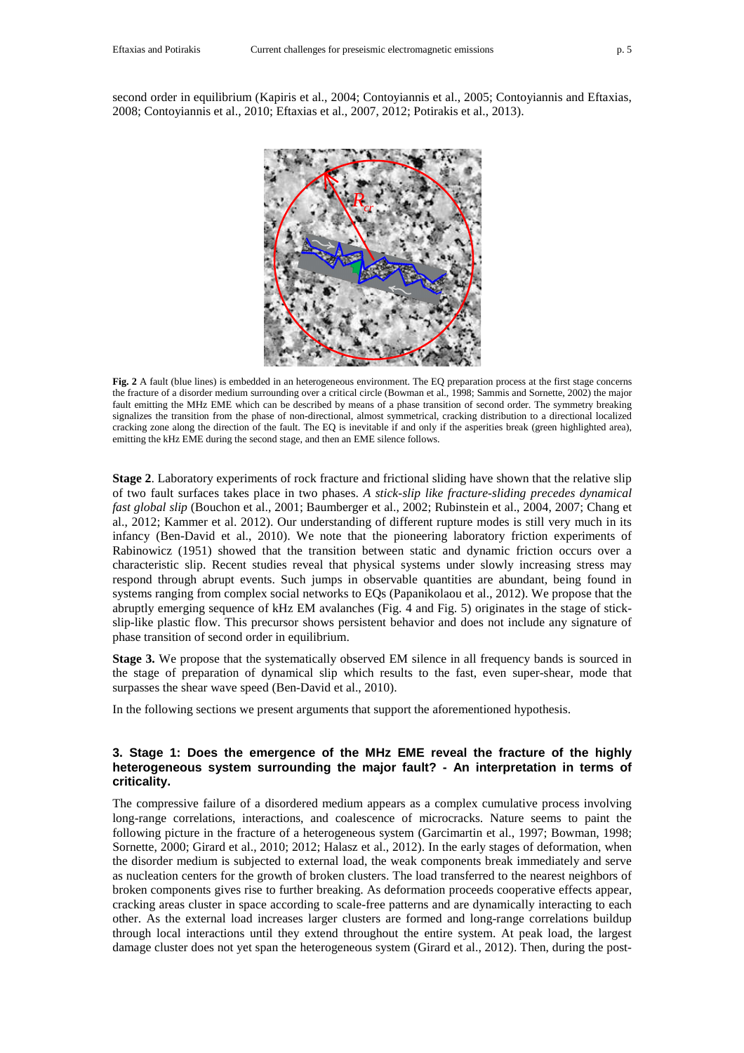second order in equilibrium (Kapiris et al., 2004; Contoyiannis et al., 2005; Contoyiannis and Eftaxias, 2008; Contoyiannis et al., 2010; Eftaxias et al., 2007, 2012; Potirakis et al., 2013).

**Fig. 2** A fault (blue lines) is embedded in an heterogeneous environment. The EQ preparation process at the first stage concerns the fracture of a disorder medium surrounding over a critical circle (Bowman et al., 1998; Sammis and Sornette, 2002) the major fault emitting the MHz EME which can be described by means of a phase transition of second order. The symmetry breaking signalizes the transition from the phase of non-directional, almost symmetrical, cracking distribution to a directional localized cracking zone along the direction of the fault. The EQ is inevitable if and only if the asperities break (green highlighted area), emitting the kHz EME during the second stage, and then an EME silence follows.

**Stage 2**. Laboratory experiments of rock fracture and frictional sliding have shown that the relative slip of two fault surfaces takes place in two phases. *A stick-slip like fracture-sliding precedes dynamical fast global slip* (Bouchon et al., 2001; Baumberger et al., 2002; Rubinstein et al., 2004, 2007; Chang et al., 2012; Kammer et al. 2012). Our understanding of different rupture modes is still very much in its infancy (Ben-David et al., 2010). We note that the pioneering laboratory friction experiments of Rabinowicz (1951) showed that the transition between static and dynamic friction occurs over a characteristic slip. Recent studies reveal that physical systems under slowly increasing stress may respond through abrupt events. Such jumps in observable quantities are abundant, being found in systems ranging from complex social networks to EQs (Papanikolaou et al., 2012). We propose that the abruptly emerging sequence of kHz EM avalanches (Fig. 4 and Fig. 5) originates in the stage of stick-slip-like plastic flow. This precursor shows persistent behavior and does not include any signature of phase transition of second order in equilibrium.

**Stage 3.** We propose that the systematically observed EM silence in all frequency bands is sourced in the stage of preparation of dynamical slip which results to the fast, even super-shear, mode that surpasses the shear wave speed (Ben-David et al., 2010).

In the following sections we present arguments that support the aforementioned hypothesis.

### 3. Stage 1: Does the emergence of the MHz EME reveal the fracture of the highly heterogeneous system surrounding the major fault? - An interpretation in terms of criticality.

The compressive failure of a disordered medium appears as a complex cumulative process involving long-range correlations, interactions, and coalescence of microcracks. Nature seems to paint the following picture in the fracture of a heterogeneous system (Garcimartin et al., 1997; Bowman, 1998; Sornette, 2000; Girard et al., 2010; 2012; Halasz et al., 2012). In the early stages of deformation, when the disorder medium is subjected to external load, the weak components break immediately and serve as nucleation centers for the growth of broken clusters. The load transferred to the nearest neighbors of broken components gives rise to further breaking. As deformation proceeds cooperative effects appear, cracking areas cluster in space according to scale-free patterns and are dynamically interacting to each other. As the external load increases larger clusters are formed and long-range correlations buildup through local interactions until they extend throughout the entire system. At peak load, the largest damage cluster does not yet span the heterogeneous system (Girard et al., 2012). Then, during the post-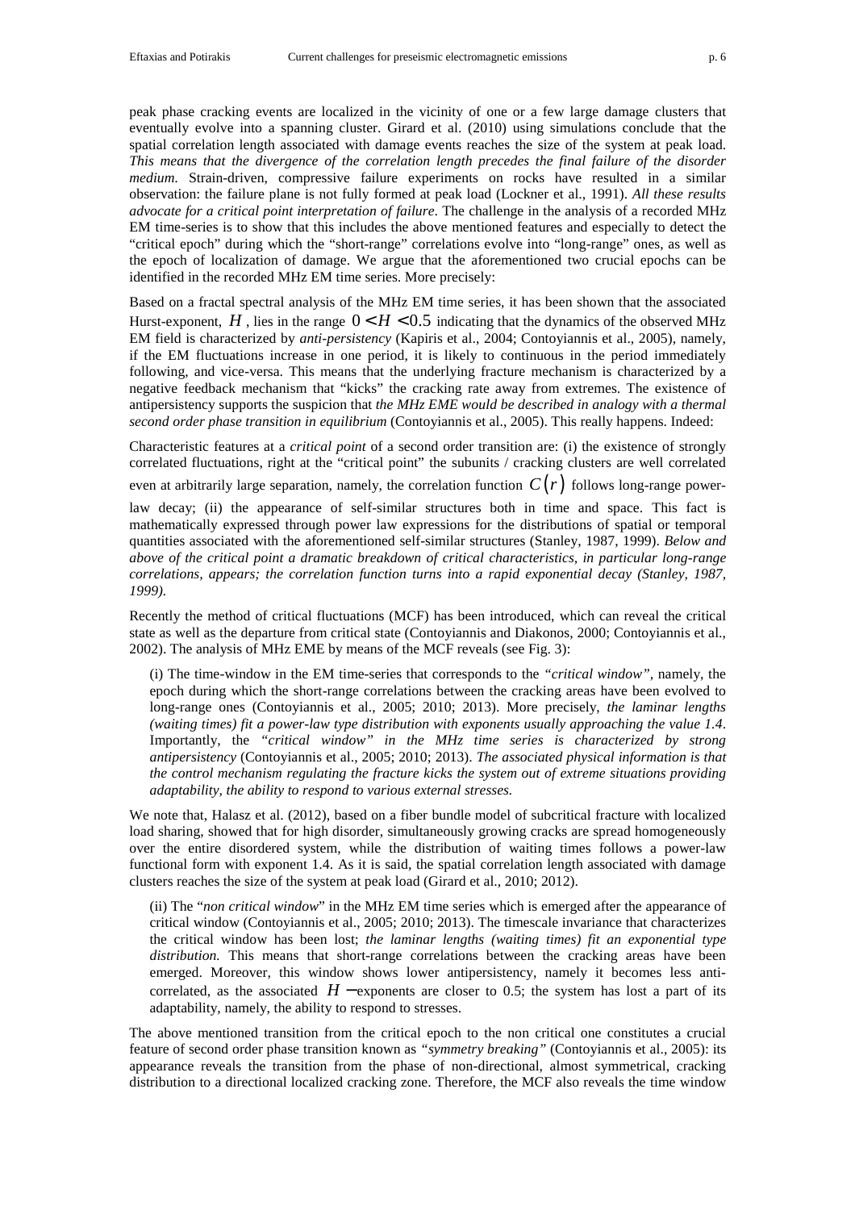peak phase cracking events are localized in the vicinity of one or a few large damage clusters that eventually evolve into a spanning cluster. Girard et al. (2010) using simulations conclude that the spatial correlation length associated with damage events reaches the size of the system at peak load. *This means that the divergence of the correlation length precedes the final failure of the disorder medium*. Strain-driven, compressive failure experiments on rocks have resulted in a similar observation: the failure plane is not fully formed at peak load (Lockner et al., 1991). *All these results advocate for a critical point interpretation of failure*. The challenge in the analysis of a recorded MHz EM time-series is to show that this includes the above mentioned features and especially to detect the "critical epoch" during which the "short-range" correlations evolve into "long-range" ones, as well as the epoch of localization of damage. We argue that the aforementioned two crucial epochs can be identified in the recorded MHz EM time series. More precisely:

Based on a fractal spectral analysis of the MHz EM time series, it has been shown that the associated Hurst-exponent, $H$, lies in the range $0 < H < 0.5$ indicating that the dynamics of the observed MHz EM field is characterized by *anti-persistency* (Kapiris et al., 2004; Contoyiannis et al., 2005), namely, if the EM fluctuations increase in one period, it is likely to continuous in the period immediately following, and vice-versa. This means that the underlying fracture mechanism is characterized by a negative feedback mechanism that "kicks" the cracking rate away from extremes. The existence of antipersistency supports the suspicion that *the MHz EME would be described in analogy with a thermal second order phase transition in equilibrium* (Contoyiannis et al., 2005). This really happens. Indeed:

Characteristic features at a *critical point* of a second order transition are: (i) the existence of strongly correlated fluctuations, right at the "critical point" the subunits / cracking clusters are well correlated even at arbitrarily large separation, namely, the correlation function $C(r)$ follows long-range power-law decay; (ii) the appearance of self-similar structures both in time and space. This fact is mathematically expressed through power law expressions for the distributions of spatial or temporal quantities associated with the aforementioned self-similar structures (Stanley, 1987, 1999). *Below and above of the critical point a dramatic breakdown of critical characteristics, in particular long-range correlations, appears; the correlation function turns into a rapid exponential decay (Stanley, 1987, 1999).*

Recently the method of critical fluctuations (MCF) has been introduced, which can reveal the critical state as well as the departure from critical state (Contoyiannis and Diakonos, 2000; Contoyiannis et al., 2002). The analysis of MHz EME by means of the MCF reveals (see Fig. 3):

(i) The time-window in the EM time-series that corresponds to the *"critical window"*, namely, the epoch during which the short-range correlations between the cracking areas have been evolved to long-range ones (Contoyiannis et al., 2005; 2010; 2013). More precisely, *the laminar lengths (waiting times) fit a power-law type distribution with exponents usually approaching the value 1.4*. Importantly, the *"critical window" in the MHz time series is characterized by strong antipersistency* (Contoyiannis et al., 2005; 2010; 2013). *The associated physical information is that the control mechanism regulating the fracture kicks the system out of extreme situations providing adaptability, the ability to respond to various external stresses.*

We note that, Halasz et al. (2012), based on a fiber bundle model of subcritical fracture with localized load sharing, showed that for high disorder, simultaneously growing cracks are spread homogeneously over the entire disordered system, while the distribution of waiting times follows a power-law functional form with exponent 1.4. As it is said, the spatial correlation length associated with damage clusters reaches the size of the system at peak load (Girard et al., 2010; 2012).

(ii) The "*non critical window*" in the MHz EM time series which is emerged after the appearance of critical window (Contoyiannis et al., 2005; 2010; 2013). The timescale invariance that characterizes the critical window has been lost; *the laminar lengths (waiting times) fit an exponential type distribution.* This means that short-range correlations between the cracking areas have been emerged. Moreover, this window shows lower antipersistency, namely it becomes less anti-correlated, as the associated $H-$exponents are closer to 0.5; the system has lost a part of its adaptability, namely, the ability to respond to stresses.

The above mentioned transition from the critical epoch to the non critical one constitutes a crucial feature of second order phase transition known as *"symmetry breaking"* (Contoyiannis et al., 2005): its appearance reveals the transition from the phase of non-directional, almost symmetrical, cracking distribution to a directional localized cracking zone. Therefore, the MCF also reveals the time window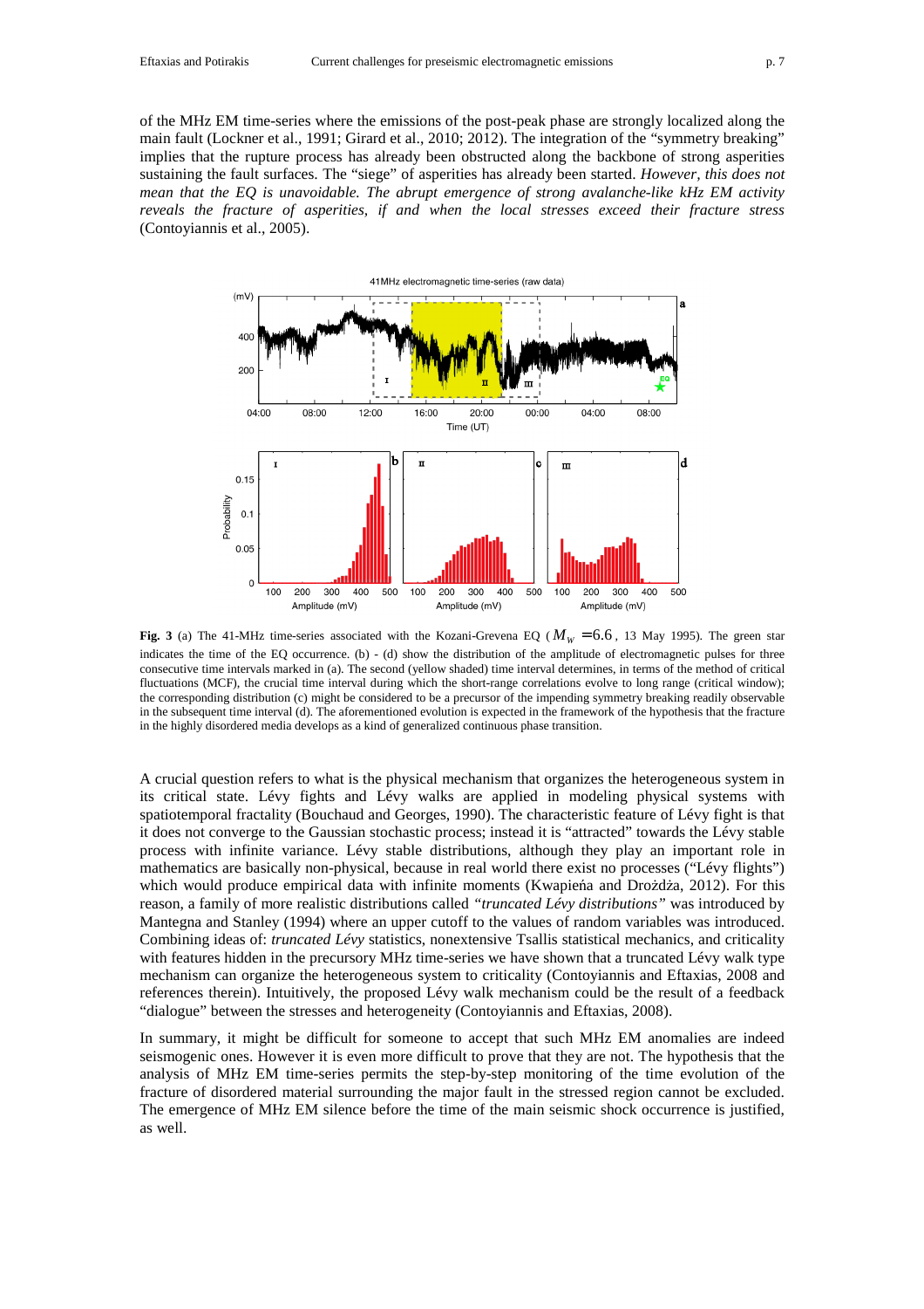of the MHz EM time-series where the emissions of the post-peak phase are strongly localized along the main fault (Lockner et al., 1991; Girard et al., 2010; 2012). The integration of the "symmetry breaking" implies that the rupture process has already been obstructed along the backbone of strong asperities sustaining the fault surfaces. The "siege" of asperities has already been started. *However, this does not mean that the EQ is unavoidable. The abrupt emergence of strong avalanche-like kHz EM activity reveals the fracture of asperities, if and when the local stresses exceed their fracture stress* (Contoyiannis et al., 2005).

**Fig. 3** (a) The 41-MHz time-series associated with the Kozani-Grevena EQ ($M_W = 6.6$, 13 May 1995). The green star indicates the time of the EQ occurrence. (b) - (d) show the distribution of the amplitude of electromagnetic pulses for three consecutive time intervals marked in (a). The second (yellow shaded) time interval determines, in terms of the method of critical fluctuations (MCF), the crucial time interval during which the short-range correlations evolve to long range (critical window); the corresponding distribution (c) might be considered to be a precursor of the impending symmetry breaking readily observable in the subsequent time interval (d). The aforementioned evolution is expected in the framework of the hypothesis that the fracture in the highly disordered media develops as a kind of generalized continuous phase transition.

A crucial question refers to what is the physical mechanism that organizes the heterogeneous system in its critical state. Lévy fights and Lévy walks are applied in modeling physical systems with spatiotemporal fractality (Bouchaud and Georges, 1990). The characteristic feature of Lévy fight is that it does not converge to the Gaussian stochastic process; instead it is "attracted" towards the Lévy stable process with infinite variance. Lévy stable distributions, although they play an important role in mathematics are basically non-physical, because in real world there exist no processes ("Lévy flights") which would produce empirical data with infinite moments (Kwapień and Drożdża, 2012). For this reason, a family of more realistic distributions called *"truncated Lévy distributions"* was introduced by Mantegna and Stanley (1994) where an upper cutoff to the values of random variables was introduced. Combining ideas of: *truncated Lévy* statistics, nonextensive Tsallis statistical mechanics, and criticality with features hidden in the precursory MHz time-series we have shown that a truncated Lévy walk type mechanism can organize the heterogeneous system to criticality (Contoyiannis and Eftaxias, 2008 and references therein). Intuitively, the proposed Lévy walk mechanism could be the result of a feedback "dialogue" between the stresses and heterogeneity (Contoyiannis and Eftaxias, 2008).

In summary, it might be difficult for someone to accept that such MHz EM anomalies are indeed seismogenic ones. However it is even more difficult to prove that they are not. The hypothesis that the analysis of MHz EM time-series permits the step-by-step monitoring of the time evolution of the fracture of disordered material surrounding the major fault in the stressed region cannot be excluded. The emergence of MHz EM silence before the time of the main seismic shock occurrence is justified, as well.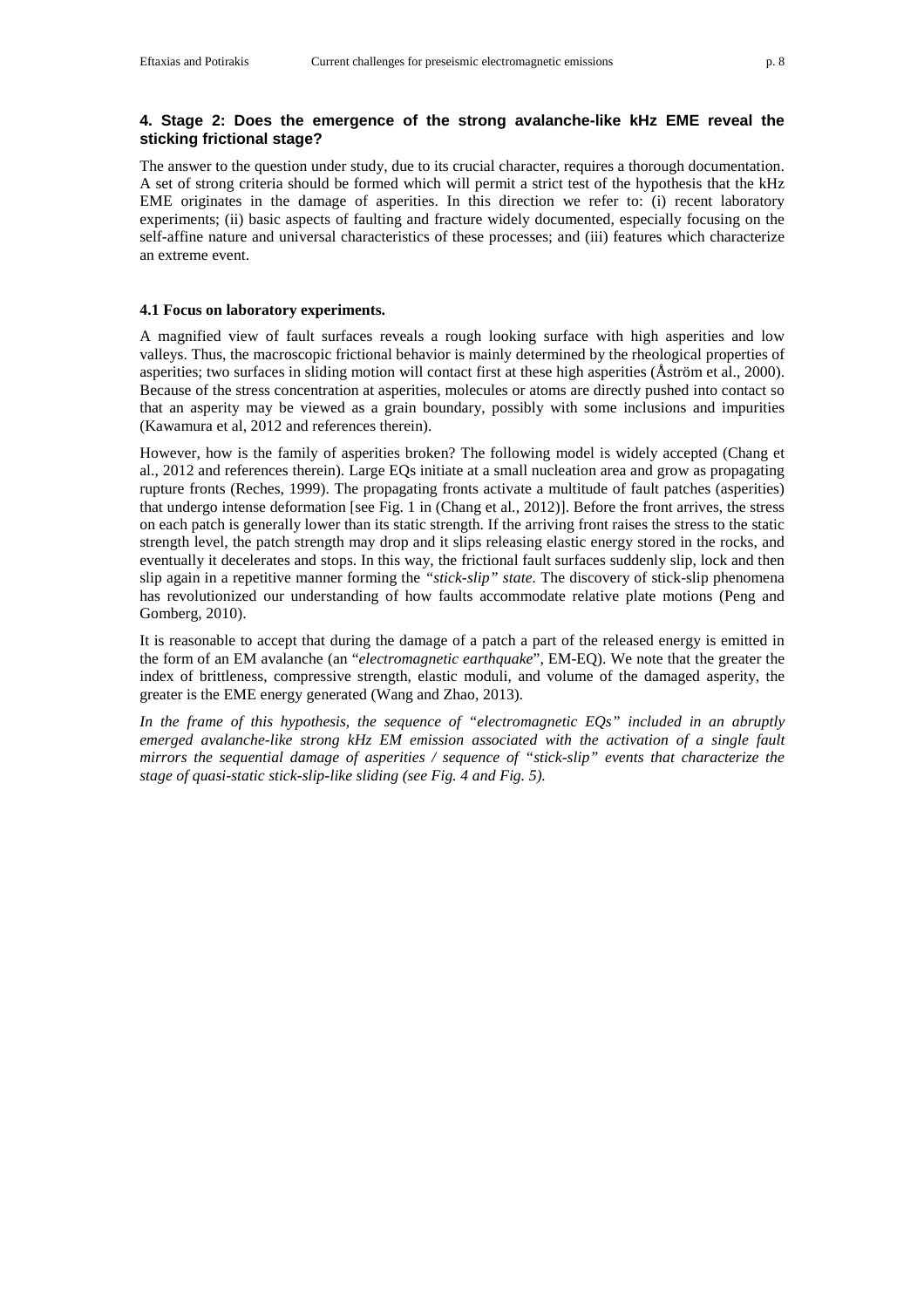## 4. Stage 2: Does the emergence of the strong avalanche-like kHz EME reveal the sticking frictional stage?

The answer to the question under study, due to its crucial character, requires a thorough documentation. A set of strong criteria should be formed which will permit a strict test of the hypothesis that the kHz EME originates in the damage of asperities. In this direction we refer to: (i) recent laboratory experiments; (ii) basic aspects of faulting and fracture widely documented, especially focusing on the self-affine nature and universal characteristics of these processes; and (iii) features which characterize an extreme event.

### 4.1 Focus on laboratory experiments.

A magnified view of fault surfaces reveals a rough looking surface with high asperities and low valleys. Thus, the macroscopic frictional behavior is mainly determined by the rheological properties of asperities; two surfaces in sliding motion will contact first at these high asperities (Åström et al., 2000). Because of the stress concentration at asperities, molecules or atoms are directly pushed into contact so that an asperity may be viewed as a grain boundary, possibly with some inclusions and impurities (Kawamura et al, 2012 and references therein).

However, how is the family of asperities broken? The following model is widely accepted (Chang et al., 2012 and references therein). Large EQs initiate at a small nucleation area and grow as propagating rupture fronts (Reches, 1999). The propagating fronts activate a multitude of fault patches (asperities) that undergo intense deformation [see Fig. 1 in (Chang et al., 2012)]. Before the front arrives, the stress on each patch is generally lower than its static strength. If the arriving front raises the stress to the static strength level, the patch strength may drop and it slips releasing elastic energy stored in the rocks, and eventually it decelerates and stops. In this way, the frictional fault surfaces suddenly slip, lock and then slip again in a repetitive manner forming the *"stick-slip" state.* The discovery of stick-slip phenomena has revolutionized our understanding of how faults accommodate relative plate motions (Peng and Gomberg, 2010).

It is reasonable to accept that during the damage of a patch a part of the released energy is emitted in the form of an EM avalanche (an "*electromagnetic earthquake*", EM-EQ). We note that the greater the index of brittleness, compressive strength, elastic moduli, and volume of the damaged asperity, the greater is the EME energy generated (Wang and Zhao, 2013).

*In the frame of this hypothesis, the sequence of "electromagnetic EQs" included in an abruptly emerged avalanche-like strong kHz EM emission associated with the activation of a single fault mirrors the sequential damage of asperities / sequence of "stick-slip" events that characterize the stage of quasi-static stick-slip-like sliding (see Fig. 4 and Fig. 5).*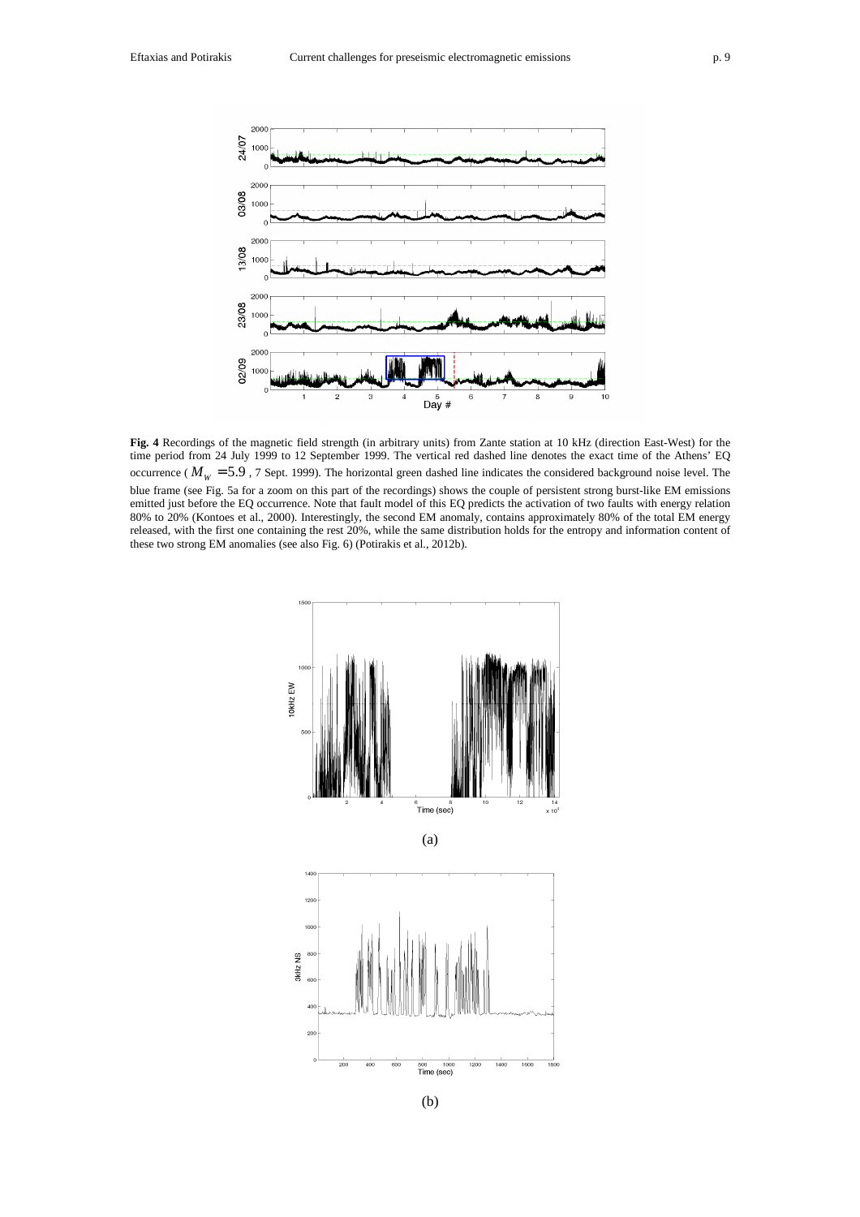**Fig. 4** Recordings of the magnetic field strength (in arbitrary units) from Zante station at 10 kHz (direction East-West) for the time period from 24 July 1999 to 12 September 1999. The vertical red dashed line denotes the exact time of the Athens' EQ occurrence ( $M_w = 5.9$ , 7 Sept. 1999). The horizontal green dashed line indicates the considered background noise level. The blue frame (see Fig. 5a for a zoom on this part of the recordings) shows the couple of persistent strong burst-like EM emissions emitted just before the EQ occurrence. Note that fault model of this EQ predicts the activation of two faults with energy relation 80% to 20% (Kontoes et al., 2000). Interestingly, the second EM anomaly, contains approximately 80% of the total EM energy released, with the first one containing the rest 20%, while the same distribution holds for the entropy and information content of these two strong EM anomalies (see also Fig. 6) (Potirakis et al., 2012b).

(a)

(b)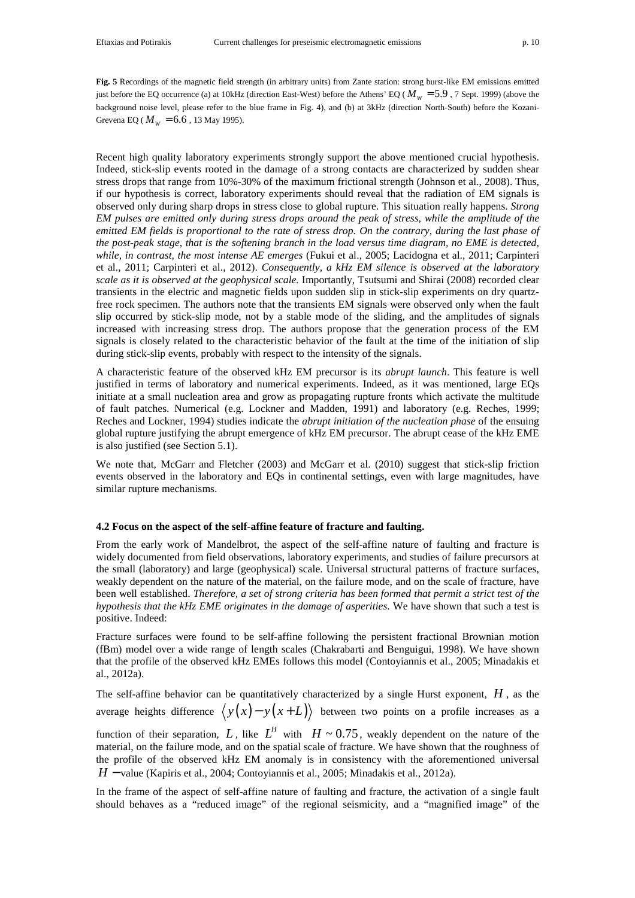**Fig. 5** Recordings of the magnetic field strength (in arbitrary units) from Zante station: strong burst-like EM emissions emitted just before the EQ occurrence (a) at 10kHz (direction East-West) before the Athens' EQ ( $M_w = 5.9$ , 7 Sept. 1999) (above the background noise level, please refer to the blue frame in Fig. 4), and (b) at 3kHz (direction North-South) before the Kozani-Grevena EQ ( $M_w = 6.6$ , 13 May 1995).

Recent high quality laboratory experiments strongly support the above mentioned crucial hypothesis. Indeed, stick-slip events rooted in the damage of a strong contacts are characterized by sudden shear stress drops that range from 10%-30% of the maximum frictional strength (Johnson et al., 2008). Thus, if our hypothesis is correct, laboratory experiments should reveal that the radiation of EM signals is observed only during sharp drops in stress close to global rupture. This situation really happens. *Strong EM pulses are emitted only during stress drops around the peak of stress, while the amplitude of the emitted EM fields is proportional to the rate of stress drop. On the contrary, during the last phase of the post-peak stage, that is the softening branch in the load versus time diagram, no EME is detected, while, in contrast, the most intense AE emerges* (Fukui et al., 2005; Lacidogna et al., 2011; Carpinteri et al., 2011; Carpinteri et al., 2012). *Consequently, a kHz EM silence is observed at the laboratory scale as it is observed at the geophysical scale.* Importantly, Tsutsumi and Shirai (2008) recorded clear transients in the electric and magnetic fields upon sudden slip in stick-slip experiments on dry quartz-free rock specimen. The authors note that the transients EM signals were observed only when the fault slip occurred by stick-slip mode, not by a stable mode of the sliding, and the amplitudes of signals increased with increasing stress drop. The authors propose that the generation process of the EM signals is closely related to the characteristic behavior of the fault at the time of the initiation of slip during stick-slip events, probably with respect to the intensity of the signals.

A characteristic feature of the observed kHz EM precursor is its *abrupt launch*. This feature is well justified in terms of laboratory and numerical experiments. Indeed, as it was mentioned, large EQs initiate at a small nucleation area and grow as propagating rupture fronts which activate the multitude of fault patches. Numerical (e.g. Lockner and Madden, 1991) and laboratory (e.g. Reches, 1999; Reches and Lockner, 1994) studies indicate the *abrupt initiation of the nucleation phase* of the ensuing global rupture justifying the abrupt emergence of kHz EM precursor. The abrupt cease of the kHz EME is also justified (see Section 5.1).

We note that, McGarr and Fletcher (2003) and McGarr et al. (2010) suggest that stick-slip friction events observed in the laboratory and EQs in continental settings, even with large magnitudes, have similar rupture mechanisms.

### 4.2 Focus on the aspect of the self-affine feature of fracture and faulting.

From the early work of Mandelbrot, the aspect of the self-affine nature of faulting and fracture is widely documented from field observations, laboratory experiments, and studies of failure precursors at the small (laboratory) and large (geophysical) scale. Universal structural patterns of fracture surfaces, weakly dependent on the nature of the material, on the failure mode, and on the scale of fracture, have been well established. *Therefore, a set of strong criteria has been formed that permit a strict test of the hypothesis that the kHz EME originates in the damage of asperities.* We have shown that such a test is positive. Indeed:

Fracture surfaces were found to be self-affine following the persistent fractional Brownian motion (fBm) model over a wide range of length scales (Chakrabarti and Benguigui, 1998). We have shown that the profile of the observed kHz EMEs follows this model (Contoyiannis et al., 2005; Minadakis et al., 2012a).

The self-affine behavior can be quantitatively characterized by a single Hurst exponent, $H$, as the average heights difference $\langle y(x) - y(x+L) \rangle$ between two points on a profile increases as a function of their separation, $L$, like $L^H$ with $H \sim 0.75$, weakly dependent on the nature of the material, on the failure mode, and on the spatial scale of fracture. We have shown that the roughness of the profile of the observed kHz EM anomaly is in consistency with the aforementioned universal $H-$value (Kapiris et al., 2004; Contoyiannis et al., 2005; Minadakis et al., 2012a).

In the frame of the aspect of self-affine nature of faulting and fracture, the activation of a single fault should behaves as a "reduced image" of the regional seismicity, and a "magnified image" of the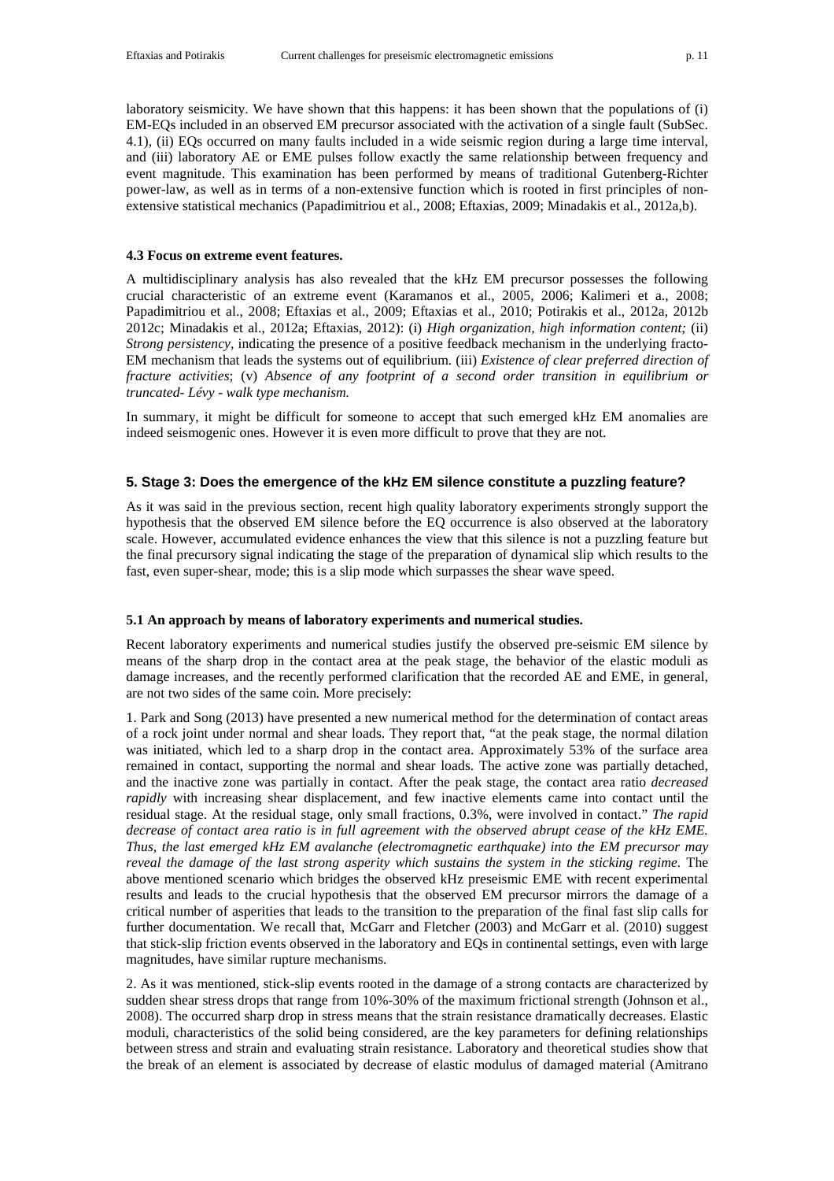laboratory seismicity. We have shown that this happens: it has been shown that the populations of (i) EM-EQs included in an observed EM precursor associated with the activation of a single fault (SubSec. 4.1), (ii) EQs occurred on many faults included in a wide seismic region during a large time interval, and (iii) laboratory AE or EME pulses follow exactly the same relationship between frequency and event magnitude. This examination has been performed by means of traditional Gutenberg-Richter power-law, as well as in terms of a non-extensive function which is rooted in first principles of non-extensive statistical mechanics (Papadimitriou et al., 2008; Eftaxias, 2009; Minadakis et al., 2012a,b).

### 4.3 Focus on extreme event features.

A multidisciplinary analysis has also revealed that the kHz EM precursor possesses the following crucial characteristic of an extreme event (Karamanos et al., 2005, 2006; Kalimeri et a., 2008; Papadimitriou et al., 2008; Eftaxias et al., 2009; Eftaxias et al., 2010; Potirakis et al., 2012a, 2012b 2012c; Minadakis et al., 2012a; Eftaxias, 2012): (i) *High organization, high information content;* (ii) *Strong persistency*, indicating the presence of a positive feedback mechanism in the underlying fracto-EM mechanism that leads the systems out of equilibrium. (iii) *Existence of clear preferred direction of fracture activities*; (v) *Absence of any footprint of a second order transition in equilibrium or truncated- Lévy - walk type mechanism.*

In summary, it might be difficult for someone to accept that such emerged kHz EM anomalies are indeed seismogenic ones. However it is even more difficult to prove that they are not.

## 5. Stage 3: Does the emergence of the kHz EM silence constitute a puzzling feature?

As it was said in the previous section, recent high quality laboratory experiments strongly support the hypothesis that the observed EM silence before the EQ occurrence is also observed at the laboratory scale. However, accumulated evidence enhances the view that this silence is not a puzzling feature but the final precursory signal indicating the stage of the preparation of dynamical slip which results to the fast, even super-shear, mode; this is a slip mode which surpasses the shear wave speed.

### 5.1 An approach by means of laboratory experiments and numerical studies.

Recent laboratory experiments and numerical studies justify the observed pre-seismic EM silence by means of the sharp drop in the contact area at the peak stage, the behavior of the elastic moduli as damage increases, and the recently performed clarification that the recorded AE and EME, in general, are not two sides of the same coin. More precisely:

1. Park and Song (2013) have presented a new numerical method for the determination of contact areas of a rock joint under normal and shear loads. They report that, "at the peak stage, the normal dilation was initiated, which led to a sharp drop in the contact area. Approximately 53% of the surface area remained in contact, supporting the normal and shear loads. The active zone was partially detached, and the inactive zone was partially in contact. After the peak stage, the contact area ratio *decreased rapidly* with increasing shear displacement, and few inactive elements came into contact until the residual stage. At the residual stage, only small fractions, 0.3%, were involved in contact." *The rapid decrease of contact area ratio is in full agreement with the observed abrupt cease of the kHz EME. Thus, the last emerged kHz EM avalanche (electromagnetic earthquake) into the EM precursor may reveal the damage of the last strong asperity which sustains the system in the sticking regime.* The above mentioned scenario which bridges the observed kHz preseismic EME with recent experimental results and leads to the crucial hypothesis that the observed EM precursor mirrors the damage of a critical number of asperities that leads to the transition to the preparation of the final fast slip calls for further documentation. We recall that, McGarr and Fletcher (2003) and McGarr et al. (2010) suggest that stick-slip friction events observed in the laboratory and EQs in continental settings, even with large magnitudes, have similar rupture mechanisms.

2. As it was mentioned, stick-slip events rooted in the damage of a strong contacts are characterized by sudden shear stress drops that range from 10%-30% of the maximum frictional strength (Johnson et al., 2008). The occurred sharp drop in stress means that the strain resistance dramatically decreases. Elastic moduli, characteristics of the solid being considered, are the key parameters for defining relationships between stress and strain and evaluating strain resistance. Laboratory and theoretical studies show that the break of an element is associated by decrease of elastic modulus of damaged material (Amitrano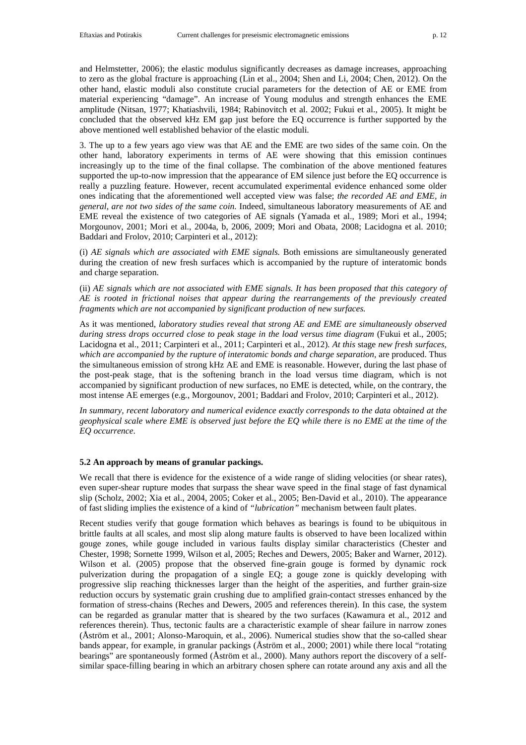and Helmstetter, 2006); the elastic modulus significantly decreases as damage increases, approaching to zero as the global fracture is approaching (Lin et al., 2004; Shen and Li, 2004; Chen, 2012). On the other hand, elastic moduli also constitute crucial parameters for the detection of AE or EME from material experiencing "damage". An increase of Young modulus and strength enhances the EME amplitude (Nitsan, 1977; Khatiashvili, 1984; Rabinovitch et al. 2002; Fukui et al., 2005). It might be concluded that the observed kHz EM gap just before the EQ occurrence is further supported by the above mentioned well established behavior of the elastic moduli.

3. The up to a few years ago view was that AE and the EME are two sides of the same coin. On the other hand, laboratory experiments in terms of AE were showing that this emission continues increasingly up to the time of the final collapse. The combination of the above mentioned features supported the up-to-now impression that the appearance of EM silence just before the EQ occurrence is really a puzzling feature. However, recent accumulated experimental evidence enhanced some older ones indicating that the aforementioned well accepted view was false; *the recorded AE and EME, in general, are not two sides of the same coin.* Indeed, simultaneous laboratory measurements of AE and EME reveal the existence of two categories of AE signals (Yamada et al., 1989; Mori et al., 1994; Morgounov, 2001; Mori et al., 2004a, b, 2006, 2009; Mori and Obata, 2008; Lacidogna et al. 2010; Baddari and Frolov, 2010; Carpinteri et al., 2012):

(i) *AE signals which are associated with EME signals.* Both emissions are simultaneously generated during the creation of new fresh surfaces which is accompanied by the rupture of interatomic bonds and charge separation.

(ii) *AE signals which are not associated with EME signals. It has been proposed that this category of AE is rooted in frictional noises that appear during the rearrangements of the previously created fragments which are not accompanied by significant production of new surfaces.*

As it was mentioned, *laboratory studies reveal that strong AE and EME are simultaneously observed during stress drops occurred close to peak stage in the load versus time diagram* (Fukui et al., 2005; Lacidogna et al., 2011; Carpinteri et al., 2011; Carpinteri et al., 2012). *At this* stage *new fresh surfaces, which are accompanied by the rupture of interatomic bonds and charge separation*, are produced. Thus the simultaneous emission of strong kHz AE and EME is reasonable. However, during the last phase of the post-peak stage, that is the softening branch in the load versus time diagram, which is not accompanied by significant production of new surfaces, no EME is detected, while, on the contrary, the most intense AE emerges (e.g., Morgounov, 2001; Baddari and Frolov, 2010; Carpinteri et al., 2012).

*In summary, recent laboratory and numerical evidence exactly corresponds to the data obtained at the geophysical scale where EME is observed just before the EQ while there is no EME at the time of the EQ occurrence.*

### 5.2 An approach by means of granular packings.

We recall that there is evidence for the existence of a wide range of sliding velocities (or shear rates), even super-shear rupture modes that surpass the shear wave speed in the final stage of fast dynamical slip (Scholz, 2002; Xia et al., 2004, 2005; Coker et al., 2005; Ben-David et al., 2010). The appearance of fast sliding implies the existence of a kind of *"lubrication"* mechanism between fault plates.

Recent studies verify that gouge formation which behaves as bearings is found to be ubiquitous in brittle faults at all scales, and most slip along mature faults is observed to have been localized within gouge zones, while gouge included in various faults display similar characteristics (Chester and Chester, 1998; Sornette 1999, Wilson et al, 2005; Reches and Dewers, 2005; Baker and Warner, 2012). Wilson et al. (2005) propose that the observed fine-grain gouge is formed by dynamic rock pulverization during the propagation of a single EQ; a gouge zone is quickly developing with progressive slip reaching thicknesses larger than the height of the asperities, and further grain-size reduction occurs by systematic grain crushing due to amplified grain-contact stresses enhanced by the formation of stress-chains (Reches and Dewers, 2005 and references therein). In this case, the system can be regarded as granular matter that is sheared by the two surfaces (Kawamura et al., 2012 and references therein). Thus, tectonic faults are a characteristic example of shear failure in narrow zones (Åström et al., 2001; Alonso-Maroquin, et al., 2006). Numerical studies show that the so-called shear bands appear, for example, in granular packings (Åström et al., 2000; 2001) while there local "rotating bearings" are spontaneously formed (Åström et al., 2000). Many authors report the discovery of a self-similar space-filling bearing in which an arbitrary chosen sphere can rotate around any axis and all the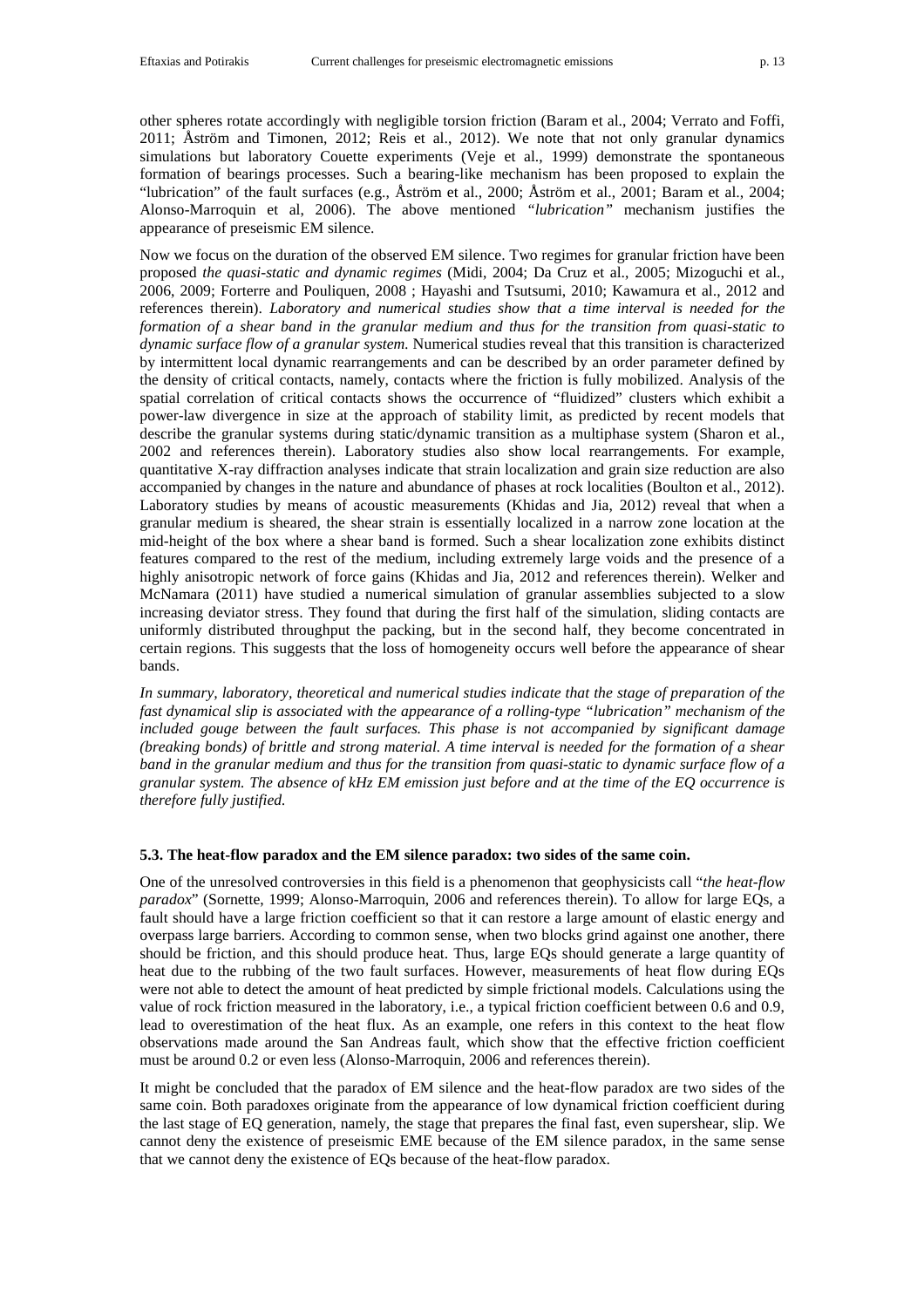other spheres rotate accordingly with negligible torsion friction (Baram et al., 2004; Verrato and Foffi, 2011; Åström and Timonen, 2012; Reis et al., 2012). We note that not only granular dynamics simulations but laboratory Couette experiments (Veje et al., 1999) demonstrate the spontaneous formation of bearings processes. Such a bearing-like mechanism has been proposed to explain the "lubrication" of the fault surfaces (e.g., Åström et al., 2000; Åström et al., 2001; Baram et al., 2004; Alonso-Marroquin et al, 2006). The above mentioned *"lubrication"* mechanism justifies the appearance of preseismic EM silence.

Now we focus on the duration of the observed EM silence. Two regimes for granular friction have been proposed *the quasi-static and dynamic regimes* (Midi, 2004; Da Cruz et al., 2005; Mizoguchi et al., 2006, 2009; Forterre and Pouliquen, 2008 ; Hayashi and Tsutsumi, 2010; Kawamura et al., 2012 and references therein). *Laboratory and numerical studies show that a time interval is needed for the formation of a shear band in the granular medium and thus for the transition from quasi-static to dynamic surface flow of a granular system.* Numerical studies reveal that this transition is characterized by intermittent local dynamic rearrangements and can be described by an order parameter defined by the density of critical contacts, namely, contacts where the friction is fully mobilized. Analysis of the spatial correlation of critical contacts shows the occurrence of "fluidized" clusters which exhibit a power-law divergence in size at the approach of stability limit, as predicted by recent models that describe the granular systems during static/dynamic transition as a multiphase system (Sharon et al., 2002 and references therein). Laboratory studies also show local rearrangements. For example, quantitative X-ray diffraction analyses indicate that strain localization and grain size reduction are also accompanied by changes in the nature and abundance of phases at rock localities (Boulton et al., 2012). Laboratory studies by means of acoustic measurements (Khidas and Jia, 2012) reveal that when a granular medium is sheared, the shear strain is essentially localized in a narrow zone location at the mid-height of the box where a shear band is formed. Such a shear localization zone exhibits distinct features compared to the rest of the medium, including extremely large voids and the presence of a highly anisotropic network of force gains (Khidas and Jia, 2012 and references therein). Welker and McNamara (2011) have studied a numerical simulation of granular assemblies subjected to a slow increasing deviator stress. They found that during the first half of the simulation, sliding contacts are uniformly distributed throughput the packing, but in the second half, they become concentrated in certain regions. This suggests that the loss of homogeneity occurs well before the appearance of shear bands.

*In summary, laboratory, theoretical and numerical studies indicate that the stage of preparation of the fast dynamical slip is associated with the appearance of a rolling-type "lubrication" mechanism of the included gouge between the fault surfaces. This phase is not accompanied by significant damage (breaking bonds) of brittle and strong material. A time interval is needed for the formation of a shear band in the granular medium and thus for the transition from quasi-static to dynamic surface flow of a granular system. The absence of kHz EM emission just before and at the time of the EQ occurrence is therefore fully justified.*

### 5.3. The heat-flow paradox and the EM silence paradox: two sides of the same coin.

One of the unresolved controversies in this field is a phenomenon that geophysicists call "*the heat-flow paradox*" (Sornette, 1999; Alonso-Marroquin, 2006 and references therein). To allow for large EQs, a fault should have a large friction coefficient so that it can restore a large amount of elastic energy and overpass large barriers. According to common sense, when two blocks grind against one another, there should be friction, and this should produce heat. Thus, large EQs should generate a large quantity of heat due to the rubbing of the two fault surfaces. However, measurements of heat flow during EQs were not able to detect the amount of heat predicted by simple frictional models. Calculations using the value of rock friction measured in the laboratory, i.e., a typical friction coefficient between 0.6 and 0.9, lead to overestimation of the heat flux. As an example, one refers in this context to the heat flow observations made around the San Andreas fault, which show that the effective friction coefficient must be around 0.2 or even less (Alonso-Marroquin, 2006 and references therein).

It might be concluded that the paradox of EM silence and the heat-flow paradox are two sides of the same coin. Both paradoxes originate from the appearance of low dynamical friction coefficient during the last stage of EQ generation, namely, the stage that prepares the final fast, even supershear, slip. We cannot deny the existence of preseismic EME because of the EM silence paradox, in the same sense that we cannot deny the existence of EQs because of the heat-flow paradox.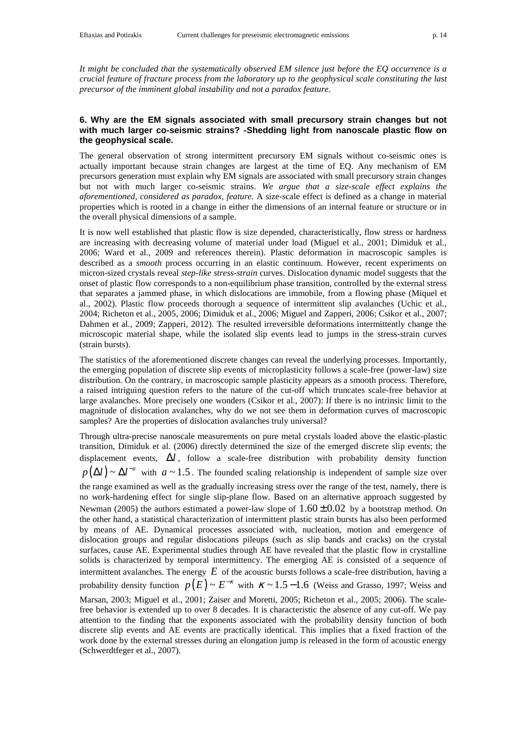*It might be concluded that the systematically observed EM silence just before the EQ occurrence is a crucial feature of fracture process from the laboratory up to the geophysical scale constituting the last precursor of the imminent global instability and not a paradox feature.*

### 6. Why are the EM signals associated with small precursory strain changes but not with much larger co-seismic strains? -Shedding light from nanoscale plastic flow on the geophysical scale.

The general observation of strong intermittent precursory EM signals without co-seismic ones is actually important because strain changes are largest at the time of EQ. Any mechanism of EM precursors generation must explain why EM signals are associated with small precursory strain changes but not with much larger co-seismic strains. *We argue that a size-scale effect explains the aforementioned, considered as paradox, feature.* A size-scale effect is defined as a change in material properties which is rooted in a change in either the dimensions of an internal feature or structure or in the overall physical dimensions of a sample.

It is now well established that plastic flow is size depended, characteristically, flow stress or hardness are increasing with decreasing volume of material under load (Miguel et al., 2001; Dimiduk et al., 2006; Ward et al., 2009 and references therein). Plastic deformation in macroscopic samples is described as a *smooth* process occurring in an elastic continuum. However, recent experiments on micron-sized crystals reveal *step-like stress-strain* curves. Dislocation dynamic model suggests that the onset of plastic flow corresponds to a non-equilibrium phase transition, controlled by the external stress that separates a jammed phase, in which dislocations are immobile, from a flowing phase (Miquel et al., 2002). Plastic flow proceeds thorough a sequence of intermittent slip avalanches (Uchic et al., 2004; Richeton et al., 2005, 2006; Dimiduk et al., 2006; Miguel and Zapperi, 2006; Csikor et al., 2007; Dahmen et al., 2009; Zapperi, 2012). The resulted irreversible deformations intermittently change the microscopic material shape, while the isolated slip events lead to jumps in the stress-strain curves (strain bursts).

The statistics of the aforementioned discrete changes can reveal the underlying processes. Importantly, the emerging population of discrete slip events of microplasticity follows a scale-free (power-law) size distribution. On the contrary, in macroscopic sample plasticity appears as a smooth process. Therefore, a raised intriguing question refers to the nature of the cut-off which truncates scale-free behavior at large avalanches. More precisely one wonders (Csikor et al., 2007): If there is no intrinsic limit to the magnitude of dislocation avalanches, why do we not see them in deformation curves of macroscopic samples? Are the properties of dislocation avalanches truly universal?

Through ultra-precise nanoscale measurements on pure metal crystals loaded above the elastic-plastic transition, Dimiduk et al. (2006) directly determined the size of the emerged discrete slip events; the displacement events, $\Delta l$, follow a scale-free distribution with probability density function $p(\Delta l) \sim \Delta l^{-a}$ with $a \sim 1.5$. The founded scaling relationship is independent of sample size over the range examined as well as the gradually increasing stress over the range of the test, namely, there is no work-hardening effect for single slip-plane flow. Based on an alternative approach suggested by Newman (2005) the authors estimated a power-law slope of $1.60 \pm 0.02$ by a bootstrap method. On the other hand, a statistical characterization of intermittent plastic strain bursts has also been performed by means of AE. Dynamical processes associated with, nucleation, motion and emergence of dislocation groups and regular dislocations pileups (such as slip bands and cracks) on the crystal surfaces, cause AE. Experimental studies through AE have revealed that the plastic flow in crystalline solids is characterized by temporal intermittency. The emerging AE is consisted of a sequence of intermittent avalanches. The energy $E$ of the acoustic bursts follows a scale-free distribution, having a probability density function $p(E) \sim E^{-\kappa}$ with $\kappa \sim 1.5-1.6$ (Weiss and Grasso, 1997; Weiss and Marsan, 2003; Miguel et al., 2001; Zaiser and Moretti, 2005; Richeton et al., 2005; 2006). The scale-free behavior is extended up to over 8 decades. It is characteristic the absence of any cut-off. We pay attention to the finding that the exponents associated with the probability density function of both discrete slip events and AE events are practically identical. This implies that a fixed fraction of the work done by the external stresses during an elongation jump is released in the form of acoustic energy (Schwerdtfeger et al., 2007).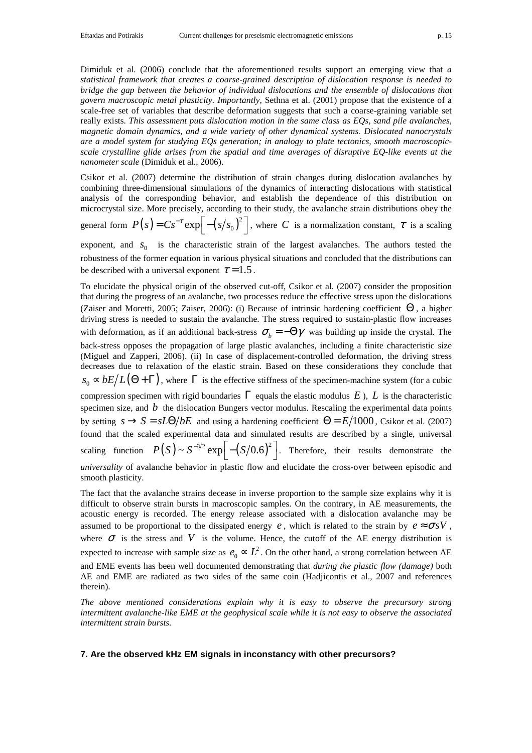Dimiduk et al. (2006) conclude that the aforementioned results support an emerging view that *a statistical framework that creates a coarse-grained description of dislocation response is needed to bridge the gap between the behavior of individual dislocations and the ensemble of dislocations that govern macroscopic metal plasticity. Importantly,* Sethna et al. (2001) propose that the existence of a scale-free set of variables that describe deformation suggests that such a coarse-graining variable set really exists. *This assessment puts dislocation motion in the same class as EQs, sand pile avalanches, magnetic domain dynamics, and a wide variety of other dynamical systems. Dislocated nanocrystals are a model system for studying EQs generation; in analogy to plate tectonics, smooth macroscopic-scale crystalline glide arises from the spatial and time averages of disruptive EQ-like events at the nanometer scale* (Dimiduk et al., 2006).

Csikor et al. (2007) determine the distribution of strain changes during dislocation avalanches by combining three-dimensional simulations of the dynamics of interacting dislocations with statistical analysis of the corresponding behavior, and establish the dependence of this distribution on microcrystal size. More precisely, according to their study, the avalanche strain distributions obey the general form $P(s) = Cs^{-\tau}\exp\left[-(s/s_0)^2\right]$, where $C$ is a normalization constant, $\tau$ is a scaling exponent, and $s_0$ is the characteristic strain of the largest avalanches. The authors tested the robustness of the former equation in various physical situations and concluded that the distributions can be described with a universal exponent $\tau = 1.5$.

To elucidate the physical origin of the observed cut-off, Csikor et al. (2007) consider the proposition that during the progress of an avalanche, two processes reduce the effective stress upon the dislocations (Zaiser and Moretti, 2005; Zaiser, 2006): (i) Because of intrinsic hardening coefficient $\Theta$, a higher driving stress is needed to sustain the avalanche. The stress required to sustain-plastic flow increases with deformation, as if an additional back-stress $\sigma_b = -\Theta\gamma$ was building up inside the crystal. The back-stress opposes the propagation of large plastic avalanches, including a finite characteristic size (Miguel and Zapperi, 2006). (ii) In case of displacement-controlled deformation, the driving stress decreases due to relaxation of the elastic strain. Based on these considerations they conclude that $s_0 \propto bE/L(\Theta + \Gamma)$, where $\Gamma$ is the effective stiffness of the specimen-machine system (for a cubic compression specimen with rigid boundaries $\Gamma$ equals the elastic modulus $E$), $L$ is the characteristic specimen size, and $b$ the dislocation Bungers vector modulus. Rescaling the experimental data points by setting $s \rightarrow S = sL\Theta/bE$ and using a hardening coefficient $\Theta = E/1000$, Csikor et al. (2007) found that the scaled experimental data and simulated results are described by a single, universal scaling function $P(S) \sim S^{-3/2}\exp\left[-(S/0.6)^2\right]$. Therefore, their results demonstrate the *universality* of avalanche behavior in plastic flow and elucidate the cross-over between episodic and smooth plasticity.

The fact that the avalanche strains decease in inverse proportion to the sample size explains why it is difficult to observe strain bursts in macroscopic samples. On the contrary, in AE measurements, the acoustic energy is recorded. The energy release associated with a dislocation avalanche may be assumed to be proportional to the dissipated energy $e$, which is related to the strain by $e \approx \sigma sV$, where $\sigma$ is the stress and $V$ is the volume. Hence, the cutoff of the AE energy distribution is expected to increase with sample size as $e_0 \propto L^2$. On the other hand, a strong correlation between AE and EME events has been well documented demonstrating that *during the plastic flow (damage)* both AE and EME are radiated as two sides of the same coin (Hadjicontis et al., 2007 and references therein).

*The above mentioned considerations explain why it is easy to observe the precursory strong intermittent avalanche-like EME at the geophysical scale while it is not easy to observe the associated intermittent strain bursts.*

## 7. Are the observed kHz EM signals in inconstancy with other precursors?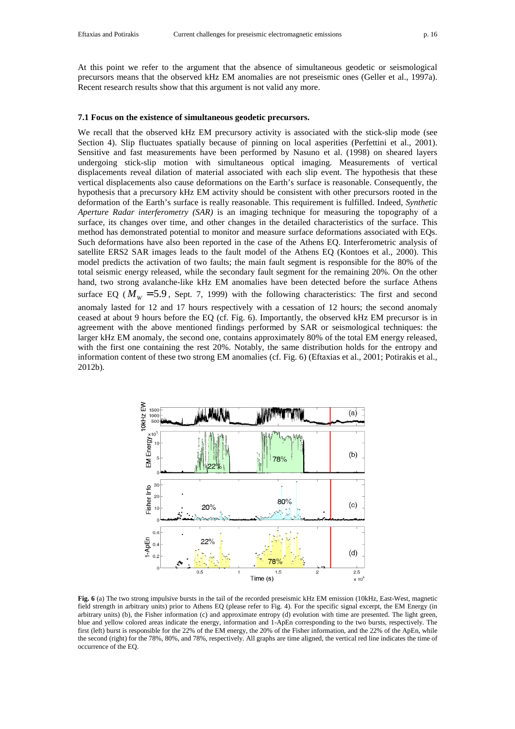At this point we refer to the argument that the absence of simultaneous geodetic or seismological precursors means that the observed kHz EM anomalies are not preseismic ones (Geller et al., 1997a). Recent research results show that this argument is not valid any more.

### 7.1 Focus on the existence of simultaneous geodetic precursors.

We recall that the observed kHz EM precursory activity is associated with the stick-slip mode (see Section 4). Slip fluctuates spatially because of pinning on local asperities (Perfettini et al., 2001). Sensitive and fast measurements have been performed by Nasuno et al. (1998) on sheared layers undergoing stick-slip motion with simultaneous optical imaging. Measurements of vertical displacements reveal dilation of material associated with each slip event. The hypothesis that these vertical displacements also cause deformations on the Earth's surface is reasonable. Consequently, the hypothesis that a precursory kHz EM activity should be consistent with other precursors rooted in the deformation of the Earth's surface is really reasonable. This requirement is fulfilled. Indeed, *Synthetic Aperture Radar interferometry (SAR)* is an imaging technique for measuring the topography of a surface, its changes over time, and other changes in the detailed characteristics of the surface. This method has demonstrated potential to monitor and measure surface deformations associated with EQs. Such deformations have also been reported in the case of the Athens EQ. Interferometric analysis of satellite ERS2 SAR images leads to the fault model of the Athens EQ (Kontoes et al., 2000). This model predicts the activation of two faults; the main fault segment is responsible for the 80% of the total seismic energy released, while the secondary fault segment for the remaining 20%. On the other hand, two strong avalanche-like kHz EM anomalies have been detected before the surface Athens surface EQ ($M_w = 5.9$, Sept. 7, 1999) with the following characteristics: The first and second anomaly lasted for 12 and 17 hours respectively with a cessation of 12 hours; the second anomaly ceased at about 9 hours before the EQ (cf. Fig. 6). Importantly, the observed kHz EM precursor is in agreement with the above mentioned findings performed by SAR or seismological techniques: the larger kHz EM anomaly, the second one, contains approximately 80% of the total EM energy released, with the first one containing the rest 20%. Notably, the same distribution holds for the entropy and information content of these two strong EM anomalies (cf. Fig. 6) (Eftaxias et al., 2001; Potirakis et al., 2012b).

**Fig. 6** (a) The two strong impulsive bursts in the tail of the recorded preseismic kHz EM emission (10kHz, East-West, magnetic field strength in arbitrary units) prior to Athens EQ (please refer to Fig. 4). For the specific signal excerpt, the EM Energy (in arbitrary units) (b), the Fisher information (c) and approximate entropy (d) evolution with time are presented. The light green, blue and yellow colored areas indicate the energy, information and 1-ApEn corresponding to the two bursts, respectively. The first (left) burst is responsible for the 22% of the EM energy, the 20% of the Fisher information, and the 22% of the ApEn, while the second (right) for the 78%, 80%, and 78%, respectively. All graphs are time aligned, the vertical red line indicates the time of occurrence of the EQ.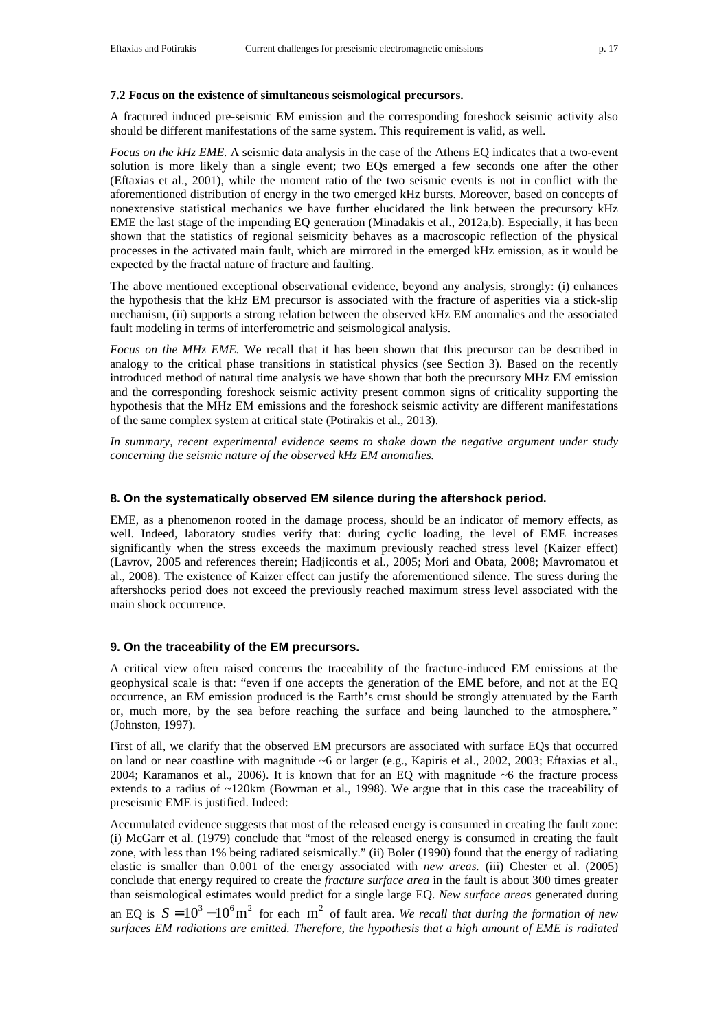### 7.2 Focus on the existence of simultaneous seismological precursors.

A fractured induced pre-seismic EM emission and the corresponding foreshock seismic activity also should be different manifestations of the same system. This requirement is valid, as well.

*Focus on the kHz EME.* A seismic data analysis in the case of the Athens EQ indicates that a two-event solution is more likely than a single event; two EQs emerged a few seconds one after the other (Eftaxias et al., 2001), while the moment ratio of the two seismic events is not in conflict with the aforementioned distribution of energy in the two emerged kHz bursts. Moreover, based on concepts of nonextensive statistical mechanics we have further elucidated the link between the precursory kHz EME the last stage of the impending EQ generation (Minadakis et al., 2012a,b). Especially, it has been shown that the statistics of regional seismicity behaves as a macroscopic reflection of the physical processes in the activated main fault, which are mirrored in the emerged kHz emission, as it would be expected by the fractal nature of fracture and faulting.

The above mentioned exceptional observational evidence, beyond any analysis, strongly: (i) enhances the hypothesis that the kHz EM precursor is associated with the fracture of asperities via a stick-slip mechanism, (ii) supports a strong relation between the observed kHz EM anomalies and the associated fault modeling in terms of interferometric and seismological analysis.

*Focus on the MHz EME.* We recall that it has been shown that this precursor can be described in analogy to the critical phase transitions in statistical physics (see Section 3). Based on the recently introduced method of natural time analysis we have shown that both the precursory MHz EM emission and the corresponding foreshock seismic activity present common signs of criticality supporting the hypothesis that the MHz EM emissions and the foreshock seismic activity are different manifestations of the same complex system at critical state (Potirakis et al., 2013).

*In summary, recent experimental evidence seems to shake down the negative argument under study concerning the seismic nature of the observed kHz EM anomalies.*

## 8. On the systematically observed EM silence during the aftershock period.

EME, as a phenomenon rooted in the damage process, should be an indicator of memory effects, as well. Indeed, laboratory studies verify that: during cyclic loading, the level of EME increases significantly when the stress exceeds the maximum previously reached stress level (Kaizer effect) (Lavrov, 2005 and references therein; Hadjicontis et al., 2005; Mori and Obata, 2008; Mavromatou et al., 2008). The existence of Kaizer effect can justify the aforementioned silence. The stress during the aftershocks period does not exceed the previously reached maximum stress level associated with the main shock occurrence.

## 9. On the traceability of the EM precursors.

A critical view often raised concerns the traceability of the fracture-induced EM emissions at the geophysical scale is that: "even if one accepts the generation of the EME before, and not at the EQ occurrence, an EM emission produced is the Earth's crust should be strongly attenuated by the Earth or, much more, by the sea before reaching the surface and being launched to the atmosphere*."* (Johnston, 1997).

First of all, we clarify that the observed EM precursors are associated with surface EQs that occurred on land or near coastline with magnitude ~6 or larger (e.g., Kapiris et al., 2002, 2003; Eftaxias et al., 2004; Karamanos et al., 2006). It is known that for an EQ with magnitude ~6 the fracture process extends to a radius of ~120km (Bowman et al., 1998). We argue that in this case the traceability of preseismic EME is justified. Indeed:

Accumulated evidence suggests that most of the released energy is consumed in creating the fault zone: (i) McGarr et al. (1979) conclude that "most of the released energy is consumed in creating the fault zone, with less than 1% being radiated seismically." (ii) Boler (1990) found that the energy of radiating elastic is smaller than 0.001 of the energy associated with *new areas.* (iii) Chester et al. (2005) conclude that energy required to create the *fracture surface area* in the fault is about 300 times greater than seismological estimates would predict for a single large EQ. *New surface areas* generated during an EQ is $S = 10^3 - 10^6 \mathrm{m}^2$ for each $\mathrm{m}^2$ of fault area. *We recall that during the formation of new surfaces EM radiations are emitted. Therefore, the hypothesis that a high amount of EME is radiated*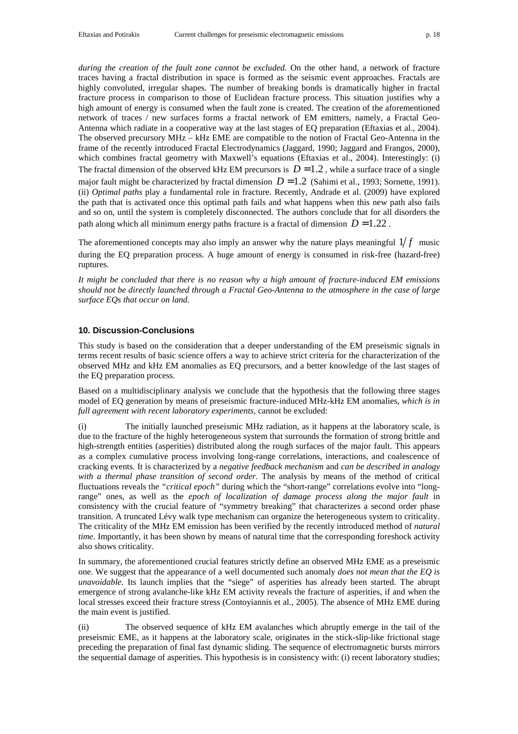*during the creation of the fault zone cannot be excluded.* On the other hand, a network of fracture traces having a fractal distribution in space is formed as the seismic event approaches. Fractals are highly convoluted, irregular shapes. The number of breaking bonds is dramatically higher in fractal fracture process in comparison to those of Euclidean fracture process. This situation justifies why a high amount of energy is consumed when the fault zone is created. The creation of the aforementioned network of traces / new surfaces forms a fractal network of EM emitters, namely, a Fractal Geo-Antenna which radiate in a cooperative way at the last stages of EQ preparation (Eftaxias et al., 2004). The observed precursory MHz – kHz EME are compatible to the notion of Fractal Geo-Antenna in the frame of the recently introduced Fractal Electrodynamics (Jaggard, 1990; Jaggard and Frangos, 2000), which combines fractal geometry with Maxwell's equations (Eftaxias et al., 2004). Interestingly: (i) The fractal dimension of the observed kHz EM precursors is $D = 1.2$, while a surface trace of a single major fault might be characterized by fractal dimension $D = 1.2$ (Sahimi et al., 1993; Sornette, 1991). (ii) *Optimal paths* play a fundamental role in fracture. Recently, Andrade et al. (2009) have explored the path that is activated once this optimal path fails and what happens when this new path also fails and so on, until the system is completely disconnected. The authors conclude that for all disorders the path along which all minimum energy paths fracture is a fractal of dimension $D = 1.22$.

The aforementioned concepts may also imply an answer why the nature plays meaningful $1/f$ music during the EQ preparation process. A huge amount of energy is consumed in risk-free (hazard-free) ruptures.

*It might be concluded that there is no reason why a high amount of fracture-induced EM emissions should not be directly launched through a Fractal Geo-Antenna to the atmosphere in the case of large surface EQs that occur on land.*

## 10. Discussion-Conclusions

This study is based on the consideration that a deeper understanding of the EM preseismic signals in terms recent results of basic science offers a way to achieve strict criteria for the characterization of the observed MHz and kHz EM anomalies as EQ precursors, and a better knowledge of the last stages of the EQ preparation process.

Based on a multidisciplinary analysis we conclude that the hypothesis that the following three stages model of EQ generation by means of preseismic fracture-induced MHz-kHz EM anomalies, *which is in full agreement with recent laboratory experiments,* cannot be excluded:

(i) The initially launched preseismic MHz radiation, as it happens at the laboratory scale, is due to the fracture of the highly heterogeneous system that surrounds the formation of strong brittle and high-strength entities (asperities) distributed along the rough surfaces of the major fault. This appears as a complex cumulative process involving long-range correlations, interactions, and coalescence of cracking events. It is characterized by a *negative feedback mechanism* and *can be described in analogy with a thermal phase transition of second order*. The analysis by means of the method of critical fluctuations reveals the *"critical epoch"* during which the "short-range" correlations evolve into "long-range" ones, as well as the *epoch of localization of damage process along the major fault* in consistency with the crucial feature of "symmetry breaking" that characterizes a second order phase transition. A truncated Lévy walk type mechanism can organize the heterogeneous system to criticality. The criticality of the MHz EM emission has been verified by the recently introduced method of *natural time*. Importantly, it has been shown by means of natural time that the corresponding foreshock activity also shows criticality.

In summary, the aforementioned crucial features strictly define an observed MHz EME as a preseismic one. We suggest that the appearance of a well documented such anomaly *does not mean that the EQ is unavoidable.* Its launch implies that the "siege" of asperities has already been started. The abrupt emergence of strong avalanche-like kHz EM activity reveals the fracture of asperities, if and when the local stresses exceed their fracture stress (Contoyiannis et al., 2005). The absence of MHz EME during the main event is justified.

(ii) The observed sequence of kHz EM avalanches which abruptly emerge in the tail of the preseismic EME, as it happens at the laboratory scale, originates in the stick-slip-like frictional stage preceding the preparation of final fast dynamic sliding. The sequence of electromagnetic bursts mirrors the sequential damage of asperities. This hypothesis is in consistency with: (i) recent laboratory studies;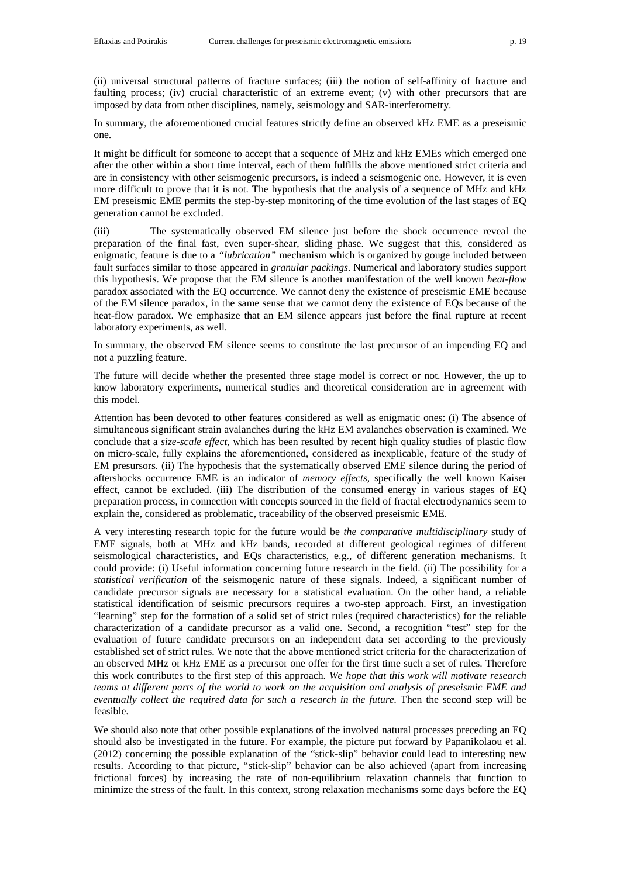(ii) universal structural patterns of fracture surfaces; (iii) the notion of self-affinity of fracture and faulting process; (iv) crucial characteristic of an extreme event; (v) with other precursors that are imposed by data from other disciplines, namely, seismology and SAR-interferometry.

In summary, the aforementioned crucial features strictly define an observed kHz EME as a preseismic one.

It might be difficult for someone to accept that a sequence of MHz and kHz EMEs which emerged one after the other within a short time interval, each of them fulfills the above mentioned strict criteria and are in consistency with other seismogenic precursors, is indeed a seismogenic one. However, it is even more difficult to prove that it is not. The hypothesis that the analysis of a sequence of MHz and kHz EM preseismic EME permits the step-by-step monitoring of the time evolution of the last stages of EQ generation cannot be excluded.

(iii) The systematically observed EM silence just before the shock occurrence reveal the preparation of the final fast, even super-shear, sliding phase. We suggest that this, considered as enigmatic, feature is due to a *"lubrication"* mechanism which is organized by gouge included between fault surfaces similar to those appeared in *granular packings*. Numerical and laboratory studies support this hypothesis. We propose that the EM silence is another manifestation of the well known *heat-flow* paradox associated with the EQ occurrence. We cannot deny the existence of preseismic EME because of the EM silence paradox, in the same sense that we cannot deny the existence of EQs because of the heat-flow paradox. We emphasize that an EM silence appears just before the final rupture at recent laboratory experiments, as well.

In summary, the observed EM silence seems to constitute the last precursor of an impending EQ and not a puzzling feature.

The future will decide whether the presented three stage model is correct or not. However, the up to know laboratory experiments, numerical studies and theoretical consideration are in agreement with this model.

Attention has been devoted to other features considered as well as enigmatic ones: (i) The absence of simultaneous significant strain avalanches during the kHz EM avalanches observation is examined. We conclude that a *size-scale effect*, which has been resulted by recent high quality studies of plastic flow on micro-scale, fully explains the aforementioned, considered as inexplicable, feature of the study of EM presursors. (ii) The hypothesis that the systematically observed EME silence during the period of aftershocks occurrence EME is an indicator of *memory effects*, specifically the well known Kaiser effect, cannot be excluded. (iii) The distribution of the consumed energy in various stages of EQ preparation process, in connection with concepts sourced in the field of fractal electrodynamics seem to explain the, considered as problematic, traceability of the observed preseismic EME.

A very interesting research topic for the future would be *the comparative multidisciplinary* study of EME signals, both at MHz and kHz bands, recorded at different geological regimes of different seismological characteristics, and EQs characteristics, e.g., of different generation mechanisms. It could provide: (i) Useful information concerning future research in the field. (ii) The possibility for a *statistical verification* of the seismogenic nature of these signals. Indeed, a significant number of candidate precursor signals are necessary for a statistical evaluation. On the other hand, a reliable statistical identification of seismic precursors requires a two-step approach. First, an investigation "learning" step for the formation of a solid set of strict rules (required characteristics) for the reliable characterization of a candidate precursor as a valid one. Second, a recognition "test" step for the evaluation of future candidate precursors on an independent data set according to the previously established set of strict rules. We note that the above mentioned strict criteria for the characterization of an observed MHz or kHz EME as a precursor one offer for the first time such a set of rules. Therefore this work contributes to the first step of this approach. *We hope that this work will motivate research teams at different parts of the world to work on the acquisition and analysis of preseismic EME and eventually collect the required data for such a research in the future.* Then the second step will be feasible.

We should also note that other possible explanations of the involved natural processes preceding an EQ should also be investigated in the future. For example, the picture put forward by Papanikolaou et al. (2012) concerning the possible explanation of the "stick-slip" behavior could lead to interesting new results. According to that picture, "stick-slip" behavior can be also achieved (apart from increasing frictional forces) by increasing the rate of non-equilibrium relaxation channels that function to minimize the stress of the fault. In this context, strong relaxation mechanisms some days before the EQ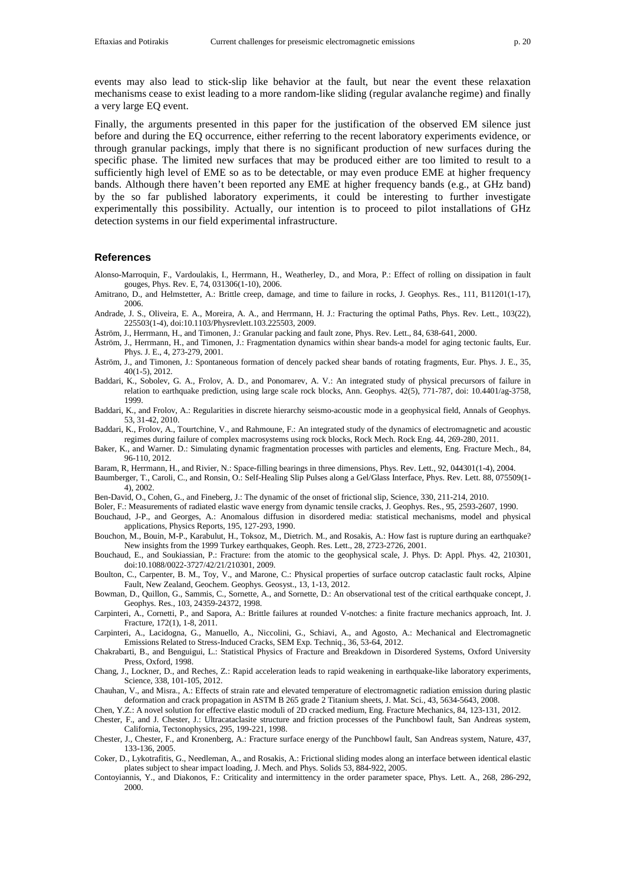events may also lead to stick-slip like behavior at the fault, but near the event these relaxation mechanisms cease to exist leading to a more random-like sliding (regular avalanche regime) and finally a very large EQ event.

Finally, the arguments presented in this paper for the justification of the observed EM silence just before and during the EQ occurrence, either referring to the recent laboratory experiments evidence, or through granular packings, imply that there is no significant production of new surfaces during the specific phase. The limited new surfaces that may be produced either are too limited to result to a sufficiently high level of EME so as to be detectable, or may even produce EME at higher frequency bands. Although there haven't been reported any EME at higher frequency bands (e.g., at GHz band) by the so far published laboratory experiments, it could be interesting to further investigate experimentally this possibility. Actually, our intention is to proceed to pilot installations of GHz detection systems in our field experimental infrastructure.

## References

Alonso-Marroquin, F., Vardoulakis, I., Herrmann, H., Weatherley, D., and Mora, P.: Effect of rolling on dissipation in fault gouges, Phys. Rev. E, 74, 031306(1-10), 2006.

Amitrano, D., and Helmstetter, A.: Brittle creep, damage, and time to failure in rocks, J. Geophys. Res., 111, B11201(1-17), 2006.

Andrade, J. S., Oliveira, E. A., Moreira, A. A., and Herrmann, H. J.: Fracturing the optimal Paths, Phys. Rev. Lett., 103(22), 225503(1-4), doi:10.1103/Physrevlett.103.225503, 2009.

Åström, J., Herrmann, H., and Timonen, J.: Granular packing and fault zone, Phys. Rev. Lett., 84, 638-641, 2000.

Åström, J., Herrmann, H., and Timonen, J.: Fragmentation dynamics within shear bands-a model for aging tectonic faults, Eur. Phys. J. E., 4, 273-279, 2001.

Åström, J., and Timonen, J.: Spontaneous formation of dencely packed shear bands of rotating fragments, Eur. Phys. J. E., 35, 40(1-5), 2012.

Baddari, K., Sobolev, G. A., Frolov, A. D., and Ponomarev, A. V.: An integrated study of physical precursors of failure in relation to earthquake prediction, using large scale rock blocks, Ann. Geophys. 42(5), 771-787, doi: 10.4401/ag-3758, 1999.

Baddari, K., and Frolov, A.: Regularities in discrete hierarchy seismo-acoustic mode in a geophysical field, Annals of Geophys. 53, 31-42, 2010.

Baddari, K., Frolov, A., Tourtchine, V., and Rahmoune, F.: An integrated study of the dynamics of electromagnetic and acoustic regimes during failure of complex macrosystems using rock blocks, Rock Mech. Rock Eng. 44, 269-280, 2011.

Baker, K., and Warner. D.: Simulating dynamic fragmentation processes with particles and elements, Eng. Fracture Mech., 84, 96-110, 2012.

Baram, R, Herrmann, H., and Rivier, N.: Space-filling bearings in three dimensions, Phys. Rev. Lett., 92, 044301(1-4), 2004.

Baumberger, T., Caroli, C., and Ronsin, O.: Self-Healing Slip Pulses along a Gel/Glass Interface, Phys. Rev. Lett. 88, 075509(1-4), 2002.

Ben-David, O., Cohen, G., and Fineberg, J.: The dynamic of the onset of frictional slip, Science, 330, 211-214, 2010.

Boler, F.: Measurements of radiated elastic wave energy from dynamic tensile cracks, J. Geophys. Res., 95, 2593-2607, 1990.

Bouchaud, J-P., and Georges, A.: Anomalous diffusion in disordered media: statistical mechanisms, model and physical applications, Physics Reports, 195, 127-293, 1990.

Bouchon, M., Bouin, M-P., Karabulut, H., Toksoz, M., Dietrich. M., and Rosakis, A.: How fast is rupture during an earthquake? New insights from the 1999 Turkey earthquakes, Geoph. Res. Lett., 28, 2723-2726, 2001.

Bouchaud, E., and Soukiassian, P.: Fracture: from the atomic to the geophysical scale, J. Phys. D: Appl. Phys. 42, 210301, doi:10.1088/0022-3727/42/21/210301, 2009.

Boulton, C., Carpenter, B. M., Toy, V., and Marone, C.: Physical properties of surface outcrop cataclastic fault rocks, Alpine Fault, New Zealand, Geochem. Geophys. Geosyst., 13, 1-13, 2012.

Bowman, D., Quillon, G., Sammis, C., Sornette, A., and Sornette, D.: An observational test of the critical earthquake concept, J. Geophys. Res., 103, 24359-24372, 1998.

Carpinteri, A., Cornetti, P., and Sapora, A.: Brittle failures at rounded V-notches: a finite fracture mechanics approach, Int. J. Fracture, 172(1), 1-8, 2011.

Carpinteri, A., Lacidogna, G., Manuello, A., Niccolini, G., Schiavi, A., and Agosto, A.: Mechanical and Electromagnetic Emissions Related to Stress-Induced Cracks, SEM Exp. Techniq., 36, 53-64, 2012.

Chakrabarti, B., and Benguigui, L.: Statistical Physics of Fracture and Breakdown in Disordered Systems, Oxford University Press, Oxford, 1998.

Chang, J., Lockner, D., and Reches, Z.: Rapid acceleration leads to rapid weakening in earthquake-like laboratory experiments, Science, 338, 101-105, 2012.

Chauhan, V., and Misra., A.: Effects of strain rate and elevated temperature of electromagnetic radiation emission during plastic deformation and crack propagation in ASTM B 265 grade 2 Titanium sheets, J. Mat. Sci., 43, 5634-5643, 2008.

Chen, Y.Z.: A novel solution for effective elastic moduli of 2D cracked medium, Eng. Fracture Mechanics, 84, 123-131, 2012.

Chester, F., and J. Chester, J.: Ultracataclasite structure and friction processes of the Punchbowl fault, San Andreas system, California, Tectonophysics, 295, 199-221, 1998.

Chester, J., Chester, F., and Kronenberg, A.: Fracture surface energy of the Punchbowl fault, San Andreas system, Nature, 437, 133-136, 2005.

Coker, D., Lykotrafitis, G., Needleman, A., and Rosakis, A.: Frictional sliding modes along an interface between identical elastic plates subject to shear impact loading, J. Mech. and Phys. Solids 53, 884-922, 2005.

Contoyiannis, Y., and Diakonos, F.: Criticality and intermittency in the order parameter space, Phys. Lett. A., 268, 286-292, 2000.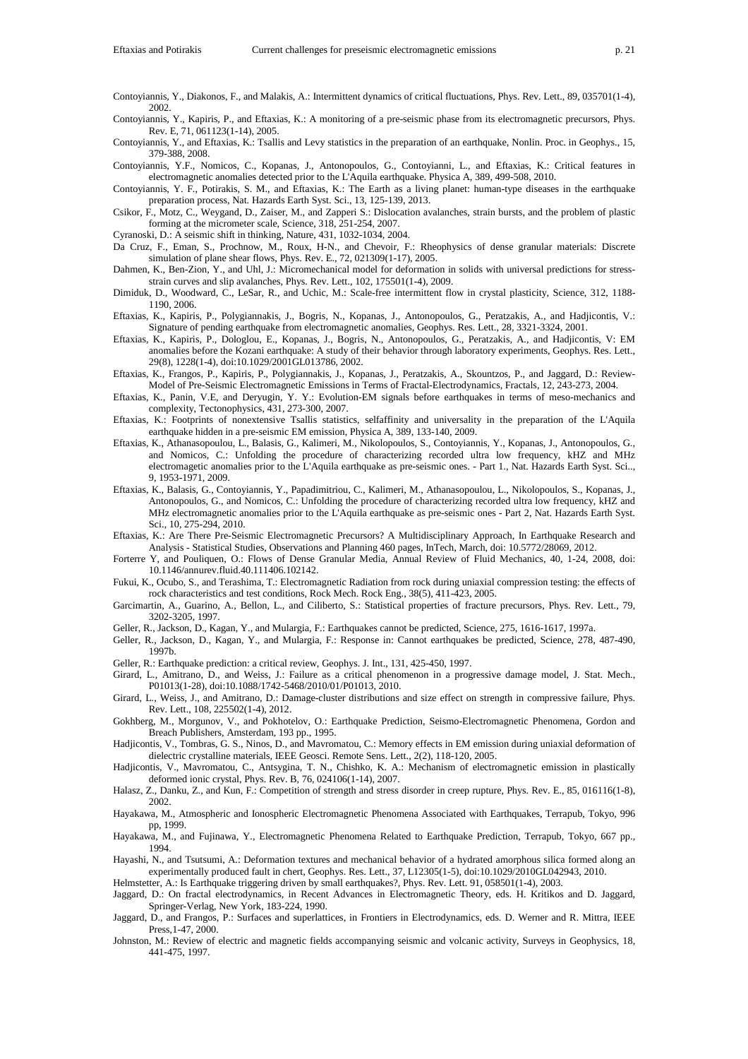Contoyiannis, Y., Diakonos, F., and Malakis, A.: Intermittent dynamics of critical fluctuations, Phys. Rev. Lett., 89, 035701(1-4), 2002.

Contoyiannis, Y., Kapiris, P., and Eftaxias, K.: A monitoring of a pre-seismic phase from its electromagnetic precursors, Phys. Rev. E, 71, 061123(1-14), 2005.

Contoyiannis, Y., and Eftaxias, K.: Tsallis and Levy statistics in the preparation of an earthquake, Nonlin. Proc. in Geophys., 15, 379-388, 2008.

Contoyiannis, Y.F., Nomicos, C., Kopanas, J., Antonopoulos, G., Contoyianni, L., and Eftaxias, K.: Critical features in electromagnetic anomalies detected prior to the L'Aquila earthquake. Physica A, 389, 499-508, 2010.

Contoyiannis, Y. F., Potirakis, S. M., and Eftaxias, K.: The Earth as a living planet: human-type diseases in the earthquake preparation process, Nat. Hazards Earth Syst. Sci., 13, 125-139, 2013.

Csikor, F., Motz, C., Weygand, D., Zaiser, M., and Zapperi S.: Dislocation avalanches, strain bursts, and the problem of plastic forming at the micrometer scale, Science, 318, 251-254, 2007.

Cyranoski, D.: A seismic shift in thinking, Nature, 431, 1032-1034, 2004.

Da Cruz, F., Eman, S., Prochnow, M., Roux, H-N., and Chevoir, F.: Rheophysics of dense granular materials: Discrete simulation of plane shear flows, Phys. Rev. E., 72, 021309(1-17), 2005.

Dahmen, K., Ben-Zion, Y., and Uhl, J.: Micromechanical model for deformation in solids with universal predictions for stress-strain curves and slip avalanches, Phys. Rev. Lett., 102, 175501(1-4), 2009.

Dimiduk, D., Woodward, C., LeSar, R., and Uchic, M.: Scale-free intermittent flow in crystal plasticity, Science, 312, 1188-1190, 2006.

Eftaxias, K., Kapiris, P., Polygiannakis, J., Bogris, N., Kopanas, J., Antonopoulos, G., Peratzakis, A., and Hadjicontis, V.: Signature of pending earthquake from electromagnetic anomalies, Geophys. Res. Lett., 28, 3321-3324, 2001.

Eftaxias, K., Kapiris, P., Dologlou, E., Kopanas, J., Bogris, N., Antonopoulos, G., Peratzakis, A., and Hadjicontis, V: EM anomalies before the Kozani earthquake: A study of their behavior through laboratory experiments, Geophys. Res. Lett., 29(8), 1228(1-4), doi:10.1029/2001GL013786, 2002.

Eftaxias, K., Frangos, P., Kapiris, P., Polygiannakis, J., Kopanas, J., Peratzakis, A., Skountzos, P., and Jaggard, D.: Review-Model of Pre-Seismic Electromagnetic Emissions in Terms of Fractal-Electrodynamics, Fractals, 12, 243-273, 2004.

Eftaxias, K., Panin, V.E, and Deryugin, Y. Y.: Evolution-EM signals before earthquakes in terms of meso-mechanics and complexity, Tectonophysics, 431, 273-300, 2007.

Eftaxias, K.: Footprints of nonextensive Tsallis statistics, selfaffinity and universality in the preparation of the L'Aquila earthquake hidden in a pre-seismic EM emission, Physica A, 389, 133-140, 2009.

Eftaxias, K., Athanasopoulou, L., Balasis, G., Kalimeri, M., Nikolopoulos, S., Contoyiannis, Y., Kopanas, J., Antonopoulos, G., and Nomicos, C.: Unfolding the procedure of characterizing recorded ultra low frequency, kHZ and MHz electromagetic anomalies prior to the L'Aquila earthquake as pre-seismic ones. - Part 1., Nat. Hazards Earth Syst. Sci.., 9, 1953-1971, 2009.

Eftaxias, K., Balasis, G., Contoyiannis, Y., Papadimitriou, C., Kalimeri, M., Athanasopoulou, L., Nikolopoulos, S., Kopanas, J., Antonopoulos, G., and Nomicos, C.: Unfolding the procedure of characterizing recorded ultra low frequency, kHZ and MHz electromagnetic anomalies prior to the L'Aquila earthquake as pre-seismic ones - Part 2, Nat. Hazards Earth Syst. Sci., 10, 275-294, 2010.

Eftaxias, K.: Are There Pre-Seismic Electromagnetic Precursors? A Multidisciplinary Approach, In Earthquake Research and Analysis - Statistical Studies, Observations and Planning 460 pages, InTech, March, doi: 10.5772/28069, 2012.

Forterre Y, and Pouliquen, O.: Flows of Dense Granular Media, Annual Review of Fluid Mechanics, 40, 1-24, 2008, doi: 10.1146/annurev.fluid.40.111406.102142.

Fukui, K., Ocubo, S., and Terashima, T.: Electromagnetic Radiation from rock during uniaxial compression testing: the effects of rock characteristics and test conditions, Rock Mech. Rock Eng., 38(5), 411-423, 2005.

Garcimartin, A., Guarino, A., Bellon, L., and Ciliberto, S.: Statistical properties of fracture precursors, Phys. Rev. Lett., 79, 3202-3205, 1997.

Geller, R., Jackson, D., Kagan, Y., and Mulargia, F.: Earthquakes cannot be predicted, Science, 275, 1616-1617, 1997a.

Geller, R., Jackson, D., Kagan, Y., and Mulargia, F.: Response in: Cannot earthquakes be predicted, Science, 278, 487-490, 1997b.

Geller, R.: Earthquake prediction: a critical review, Geophys. J. Int., 131, 425-450, 1997.

Girard, L., Amitrano, D., and Weiss, J.: Failure as a critical phenomenon in a progressive damage model, J. Stat. Mech., P01013(1-28), doi:10.1088/1742-5468/2010/01/P01013, 2010.

Girard, L., Weiss, J., and Amitrano, D.: Damage-cluster distributions and size effect on strength in compressive failure, Phys. Rev. Lett., 108, 225502(1-4), 2012.

Gokhberg, M., Morgunov, V., and Pokhotelov, O.: Earthquake Prediction, Seismo-Electromagnetic Phenomena, Gordon and Breach Publishers, Amsterdam, 193 pp., 1995.

Hadjicontis, V., Tombras, G. S., Ninos, D., and Mavromatou, C.: Memory effects in EM emission during uniaxial deformation of dielectric crystalline materials, IEEE Geosci. Remote Sens. Lett., 2(2), 118-120, 2005.

Hadjicontis, V., Mavromatou, C., Antsygina, T. N., Chishko, K. A.: Mechanism of electromagnetic emission in plastically deformed ionic crystal, Phys. Rev. B, 76, 024106(1-14), 2007.

Halasz, Z., Danku, Z., and Kun, F.: Competition of strength and stress disorder in creep rupture, Phys. Rev. E., 85, 016116(1-8), 2002.

Hayakawa, M., Atmospheric and Ionospheric Electromagnetic Phenomena Associated with Earthquakes, Terrapub, Tokyo, 996 pp, 1999.

Hayakawa, M., and Fujinawa, Y., Electromagnetic Phenomena Related to Earthquake Prediction, Terrapub, Tokyo, 667 pp., 1994.

Hayashi, N., and Tsutsumi, A.: Deformation textures and mechanical behavior of a hydrated amorphous silica formed along an experimentally produced fault in chert, Geophys. Res. Lett., 37, L12305(1-5), doi:10.1029/2010GL042943, 2010.

Helmstetter, A.: Is Earthquake triggering driven by small earthquakes?, Phys. Rev. Lett. 91, 058501(1-4), 2003.

Jaggard, D.: On fractal electrodynamics, in Recent Advances in Electromagnetic Theory, eds. H. Kritikos and D. Jaggard, Springer-Verlag, New York, 183-224, 1990.

Jaggard, D., and Frangos, P.: Surfaces and superlattices, in Frontiers in Electrodynamics, eds. D. Werner and R. Mittra, IEEE Press,1-47, 2000.

Johnston, M.: Review of electric and magnetic fields accompanying seismic and volcanic activity, Surveys in Geophysics, 18, 441-475, 1997.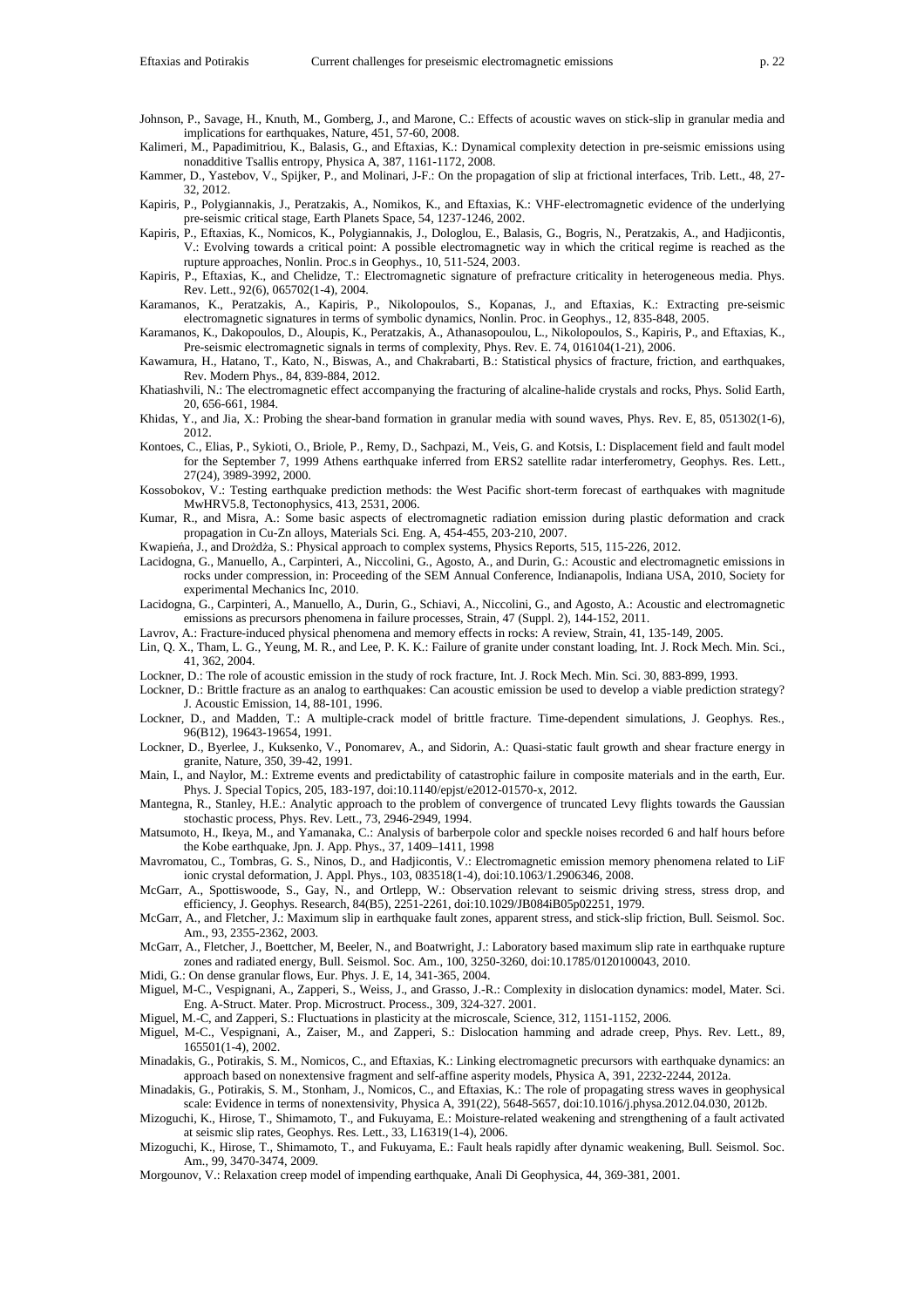Johnson, P., Savage, H., Knuth, M., Gomberg, J., and Marone, C.: Effects of acoustic waves on stick-slip in granular media and implications for earthquakes, Nature, 451, 57-60, 2008.

Kalimeri, M., Papadimitriou, K., Balasis, G., and Eftaxias, K.: Dynamical complexity detection in pre-seismic emissions using nonadditive Tsallis entropy, Physica A, 387, 1161-1172, 2008.

Kammer, D., Yastebov, V., Spijker, P., and Molinari, J-F.: On the propagation of slip at frictional interfaces, Trib. Lett., 48, 27-32, 2012.

Kapiris, P., Polygiannakis, J., Peratzakis, A., Nomikos, K., and Eftaxias, K.: VHF-electromagnetic evidence of the underlying pre-seismic critical stage, Earth Planets Space, 54, 1237-1246, 2002.

Kapiris, P., Eftaxias, K., Nomicos, K., Polygiannakis, J., Dologlou, E., Balasis, G., Bogris, N., Peratzakis, A., and Hadjicontis, V.: Evolving towards a critical point: A possible electromagnetic way in which the critical regime is reached as the rupture approaches, Nonlin. Proc.s in Geophys., 10, 511-524, 2003.

Kapiris, P., Eftaxias, K., and Chelidze, T.: Electromagnetic signature of prefracture criticality in heterogeneous media. Phys. Rev. Lett., 92(6), 065702(1-4), 2004.

Karamanos, K., Peratzakis, A., Kapiris, P., Nikolopoulos, S., Kopanas, J., and Eftaxias, K.: Extracting pre-seismic electromagnetic signatures in terms of symbolic dynamics, Nonlin. Proc. in Geophys., 12, 835-848, 2005.

Karamanos, K., Dakopoulos, D., Aloupis, K., Peratzakis, A., Athanasopoulou, L., Nikolopoulos, S., Kapiris, P., and Eftaxias, K., Pre-seismic electromagnetic signals in terms of complexity, Phys. Rev. E. 74, 016104(1-21), 2006.

Kawamura, H., Hatano, T., Kato, N., Biswas, A., and Chakrabarti, B.: Statistical physics of fracture, friction, and earthquakes, Rev. Modern Phys., 84, 839-884, 2012.

Khatiashvili, N.: The electromagnetic effect accompanying the fracturing of alcaline-halide crystals and rocks, Phys. Solid Earth, 20, 656-661, 1984.

Khidas, Y., and Jia, X.: Probing the shear-band formation in granular media with sound waves, Phys. Rev. E, 85, 051302(1-6), 2012.

Kontoes, C., Elias, P., Sykioti, O., Briole, P., Remy, D., Sachpazi, M., Veis, G. and Kotsis, I.: Displacement field and fault model for the September 7, 1999 Athens earthquake inferred from ERS2 satellite radar interferometry, Geophys. Res. Lett., 27(24), 3989-3992, 2000.

Kossobokov, V.: Testing earthquake prediction methods: the West Pacific short-term forecast of earthquakes with magnitude MwHRV5.8, Tectonophysics, 413, 2531, 2006.

Kumar, R., and Misra, A.: Some basic aspects of electromagnetic radiation emission during plastic deformation and crack propagation in Cu-Zn alloys, Materials Sci. Eng. A, 454-455, 203-210, 2007.

Kwapień, J., and Drożdża, S.: Physical approach to complex systems, Physics Reports, 515, 115-226, 2012.

Lacidogna, G., Manuello, A., Carpinteri, A., Niccolini, G., Agosto, A., and Durin, G.: Acoustic and electromagnetic emissions in rocks under compression, in: Proceeding of the SEM Annual Conference, Indianapolis, Indiana USA, 2010, Society for experimental Mechanics Inc, 2010.

Lacidogna, G., Carpinteri, A., Manuello, A., Durin, G., Schiavi, A., Niccolini, G., and Agosto, A.: Acoustic and electromagnetic emissions as precursors phenomena in failure processes, Strain, 47 (Suppl. 2), 144-152, 2011.

Lavrov, A.: Fracture-induced physical phenomena and memory effects in rocks: A review, Strain, 41, 135-149, 2005.

Lin, Q. X., Tham, L. G., Yeung, M. R., and Lee, P. K. K.: Failure of granite under constant loading, Int. J. Rock Mech. Min. Sci., 41, 362, 2004.

Lockner, D.: The role of acoustic emission in the study of rock fracture, Int. J. Rock Mech. Min. Sci. 30, 883-899, 1993.

Lockner, D.: Brittle fracture as an analog to earthquakes: Can acoustic emission be used to develop a viable prediction strategy? J. Acoustic Emission, 14, 88-101, 1996.

Lockner, D., and Madden, T.: A multiple-crack model of brittle fracture. Time-dependent simulations, J. Geophys. Res., 96(B12), 19643-19654, 1991.

Lockner, D., Byerlee, J., Kuksenko, V., Ponomarev, A., and Sidorin, A.: Quasi-static fault growth and shear fracture energy in granite, Nature, 350, 39-42, 1991.

Main, I., and Naylor, M.: Extreme events and predictability of catastrophic failure in composite materials and in the earth, Eur. Phys. J. Special Topics, 205, 183-197, doi:10.1140/epjst/e2012-01570-x, 2012.

Mantegna, R., Stanley, H.E.: Analytic approach to the problem of convergence of truncated Levy flights towards the Gaussian stochastic process, Phys. Rev. Lett., 73, 2946-2949, 1994.

Matsumoto, H., Ikeya, M., and Yamanaka, C.: Analysis of barberpole color and speckle noises recorded 6 and half hours before the Kobe earthquake, Jpn. J. App. Phys., 37, 1409–1411, 1998

Mavromatou, C., Tombras, G. S., Ninos, D., and Hadjicontis, V.: Electromagnetic emission memory phenomena related to LiF ionic crystal deformation, J. Appl. Phys., 103, 083518(1-4), doi:10.1063/1.2906346, 2008.

McGarr, A., Spottiswoode, S., Gay, N., and Ortlepp, W.: Observation relevant to seismic driving stress, stress drop, and efficiency, J. Geophys. Research, 84(B5), 2251-2261, doi:10.1029/JB084iB05p02251, 1979.

McGarr, A., and Fletcher, J.: Maximum slip in earthquake fault zones, apparent stress, and stick-slip friction, Bull. Seismol. Soc. Am., 93, 2355-2362, 2003.

McGarr, A., Fletcher, J., Boettcher, M, Beeler, N., and Boatwright, J.: Laboratory based maximum slip rate in earthquake rupture zones and radiated energy, Bull. Seismol. Soc. Am., 100, 3250-3260, doi:10.1785/0120100043, 2010.

Midi, G.: On dense granular flows, Eur. Phys. J. E, 14, 341-365, 2004.

Miguel, M-C., Vespignani, A., Zapperi, S., Weiss, J., and Grasso, J.-R.: Complexity in dislocation dynamics: model, Mater. Sci. Eng. A-Struct. Mater. Prop. Microstruct. Process., 309, 324-327. 2001.

Miguel, M.-C, and Zapperi, S.: Fluctuations in plasticity at the microscale, Science, 312, 1151-1152, 2006.

Miguel, M-C., Vespignani, A., Zaiser, M., and Zapperi, S.: Dislocation hamming and adrade creep, Phys. Rev. Lett., 89, 165501(1-4), 2002.

Minadakis, G., Potirakis, S. M., Nomicos, C., and Eftaxias, K.: Linking electromagnetic precursors with earthquake dynamics: an approach based on nonextensive fragment and self-affine asperity models, Physica A, 391, 2232-2244, 2012a.

Minadakis, G., Potirakis, S. M., Stonham, J., Nomicos, C., and Eftaxias, K.: The role of propagating stress waves in geophysical scale: Evidence in terms of nonextensivity, Physica A, 391(22), 5648-5657, doi:10.1016/j.physa.2012.04.030, 2012b.

Mizoguchi, K., Hirose, T., Shimamoto, T., and Fukuyama, E.: Moisture-related weakening and strengthening of a fault activated at seismic slip rates, Geophys. Res. Lett., 33, L16319(1-4), 2006.

Mizoguchi, K., Hirose, T., Shimamoto, T., and Fukuyama, E.: Fault heals rapidly after dynamic weakening, Bull. Seismol. Soc. Am., 99, 3470-3474, 2009.

Morgounov, V.: Relaxation creep model of impending earthquake, Anali Di Geophysica, 44, 369-381, 2001.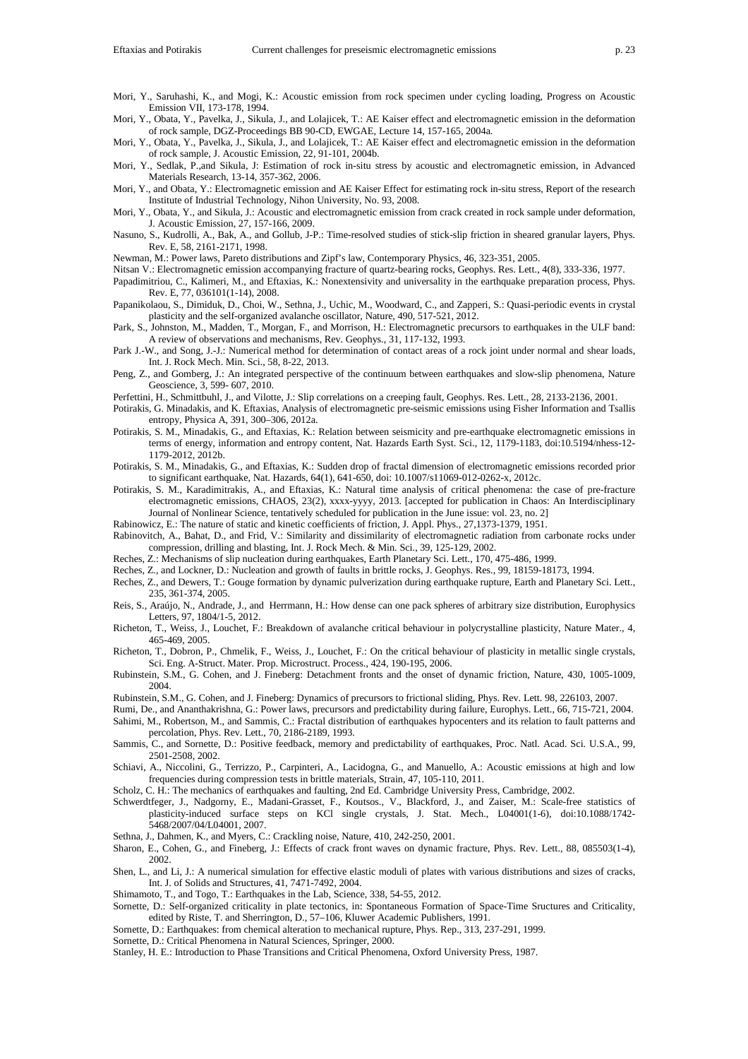Mori, Y., Saruhashi, K., and Mogi, K.: Acoustic emission from rock specimen under cycling loading, Progress on Acoustic Emission VII, 173-178, 1994.

Mori, Y., Obata, Y., Pavelka, J., Sikula, J., and Lolajicek, T.: AE Kaiser effect and electromagnetic emission in the deformation of rock sample, DGZ-Proceedings BB 90-CD, EWGAE, Lecture 14, 157-165, 2004a.

Mori, Y., Obata, Y., Pavelka, J., Sikula, J., and Lolajicek, T.: AE Kaiser effect and electromagnetic emission in the deformation of rock sample, J. Acoustic Emission, 22, 91-101, 2004b.

Mori, Y., Sedlak, P.,and Sikula, J: Estimation of rock in-situ stress by acoustic and electromagnetic emission, in Advanced Materials Research, 13-14, 357-362, 2006.

Mori, Y., and Obata, Y.: Electromagnetic emission and AE Kaiser Effect for estimating rock in-situ stress, Report of the research Institute of Industrial Technology, Nihon University, No. 93, 2008.

Mori, Y., Obata, Y., and Sikula, J.: Acoustic and electromagnetic emission from crack created in rock sample under deformation, J. Acoustic Emission, 27, 157-166, 2009.

Nasuno, S., Kudrolli, A., Bak, A., and Gollub, J-P.: Time-resolved studies of stick-slip friction in sheared granular layers, Phys. Rev. E, 58, 2161-2171, 1998.

Newman, M.: Power laws, Pareto distributions and Zipf's law, Contemporary Physics, 46, 323-351, 2005.

Nitsan V.: Electromagnetic emission accompanying fracture of quartz-bearing rocks, Geophys. Res. Lett., 4(8), 333-336, 1977.

Papadimitriou, C., Kalimeri, M., and Eftaxias, K.: Nonextensivity and universality in the earthquake preparation process, Phys. Rev. E, 77, 036101(1-14), 2008.

Papanikolaou, S., Dimiduk, D., Choi, W., Sethna, J., Uchic, M., Woodward, C., and Zapperi, S.: Quasi-periodic events in crystal plasticity and the self-organized avalanche oscillator, Nature, 490, 517-521, 2012.

Park, S., Johnston, M., Madden, T., Morgan, F., and Morrison, H.: Electromagnetic precursors to earthquakes in the ULF band: A review of observations and mechanisms, Rev. Geophys., 31, 117-132, 1993.

Park J.-W., and Song, J.-J.: Numerical method for determination of contact areas of a rock joint under normal and shear loads, Int. J. Rock Mech. Min. Sci., 58, 8-22, 2013.

Peng, Z., and Gomberg, J.: An integrated perspective of the continuum between earthquakes and slow-slip phenomena, Nature Geoscience, 3, 599- 607, 2010.

Perfettini, H., Schmittbuhl, J., and Vilotte, J.: Slip correlations on a creeping fault, Geophys. Res. Lett., 28, 2133-2136, 2001.

Potirakis, G. Minadakis, and K. Eftaxias, Analysis of electromagnetic pre-seismic emissions using Fisher Information and Tsallis entropy, Physica A, 391, 300–306, 2012a.

Potirakis, S. M., Minadakis, G., and Eftaxias, K.: Relation between seismicity and pre-earthquake electromagnetic emissions in terms of energy, information and entropy content, Nat. Hazards Earth Syst. Sci., 12, 1179-1183, doi:10.5194/nhess-12-1179-2012, 2012b.

Potirakis, S. M., Minadakis, G., and Eftaxias, K.: Sudden drop of fractal dimension of electromagnetic emissions recorded prior to significant earthquake, Nat. Hazards, 64(1), 641-650, doi: 10.1007/s11069-012-0262-x, 2012c.

Potirakis, S. M., Karadimitrakis, A., and Eftaxias, K.: Natural time analysis of critical phenomena: the case of pre-fracture electromagnetic emissions, CHAOS, 23(2), xxxx-yyyy, 2013. [accepted for publication in Chaos: An Interdisciplinary Journal of Nonlinear Science, tentatively scheduled for publication in the June issue: vol. 23, no. 2]

Rabinowicz, E.: The nature of static and kinetic coefficients of friction, J. Appl. Phys., 27,1373-1379, 1951.

Rabinovitch, A., Bahat, D., and Frid, V.: Similarity and dissimilarity of electromagnetic radiation from carbonate rocks under compression, drilling and blasting, Int. J. Rock Mech. & Min. Sci., 39, 125-129, 2002.

Reches, Z.: Mechanisms of slip nucleation during earthquakes, Earth Planetary Sci. Lett., 170, 475-486, 1999.

Reches, Z., and Lockner, D.: Nucleation and growth of faults in brittle rocks, J. Geophys. Res., 99, 18159-18173, 1994.

Reches, Z., and Dewers, T.: Gouge formation by dynamic pulverization during earthquake rupture, Earth and Planetary Sci. Lett., 235, 361-374, 2005.

Reis, S., Araújo, N., Andrade, J., and Herrmann, H.: How dense can one pack spheres of arbitrary size distribution, Europhysics Letters, 97, 1804/1-5, 2012.

Richeton, T., Weiss, J., Louchet, F.: Breakdown of avalanche critical behaviour in polycrystalline plasticity, Nature Mater., 4, 465-469, 2005.

Richeton, T., Dobron, P., Chmelik, F., Weiss, J., Louchet, F.: On the critical behaviour of plasticity in metallic single crystals, Sci. Eng. A-Struct. Mater. Prop. Microstruct. Process., 424, 190-195, 2006.

Rubinstein, S.M., G. Cohen, and J. Fineberg: Detachment fronts and the onset of dynamic friction, Nature, 430, 1005-1009, 2004.

Rubinstein, S.M., G. Cohen, and J. Fineberg: Dynamics of precursors to frictional sliding, Phys. Rev. Lett. 98, 226103, 2007.

Rumi, De., and Ananthakrishna, G.: Power laws, precursors and predictability during failure, Europhys. Lett., 66, 715-721, 2004.

Sahimi, M., Robertson, M., and Sammis, C.: Fractal distribution of earthquakes hypocenters and its relation to fault patterns and percolation, Phys. Rev. Lett., 70, 2186-2189, 1993.

Sammis, C., and Sornette, D.: Positive feedback, memory and predictability of earthquakes, Proc. Natl. Acad. Sci. U.S.A., 99, 2501-2508, 2002.

Schiavi, A., Niccolini, G., Terrizzo, P., Carpinteri, A., Lacidogna, G., and Manuello, A.: Acoustic emissions at high and low frequencies during compression tests in brittle materials, Strain, 47, 105-110, 2011.

Scholz, C. H.: The mechanics of earthquakes and faulting, 2nd Ed. Cambridge University Press, Cambridge, 2002.

Schwerdtfeger, J., Nadgorny, E., Madani-Grasset, F., Koutsos., V., Blackford, J., and Zaiser, M.: Scale-free statistics of plasticity-induced surface steps on KCl single crystals, J. Stat. Mech., L04001(1-6), doi:10.1088/1742-5468/2007/04/L04001, 2007.

Sethna, J., Dahmen, K., and Myers, C.: Crackling noise, Nature, 410, 242-250, 2001.

Sharon, E., Cohen, G., and Fineberg, J.: Effects of crack front waves on dynamic fracture, Phys. Rev. Lett., 88, 085503(1-4), 2002.

Shen, L., and Li, J.: A numerical simulation for effective elastic moduli of plates with various distributions and sizes of cracks, Int. J. of Solids and Structures, 41, 7471-7492, 2004.

Shimamoto, T., and Togo, T.: Earthquakes in the Lab, Science, 338, 54-55, 2012.

Sornette, D.: Self-organized criticality in plate tectonics, in: Spontaneous Formation of Space-Time Sructures and Criticality, edited by Riste, T. and Sherrington, D., 57–106, Kluwer Academic Publishers, 1991.

Sornette, D.: Earthquakes: from chemical alteration to mechanical rupture, Phys. Rep., 313, 237-291, 1999.

Sornette, D.: Critical Phenomena in Natural Sciences, Springer, 2000.

Stanley, H. E.: Introduction to Phase Transitions and Critical Phenomena, Oxford University Press, 1987.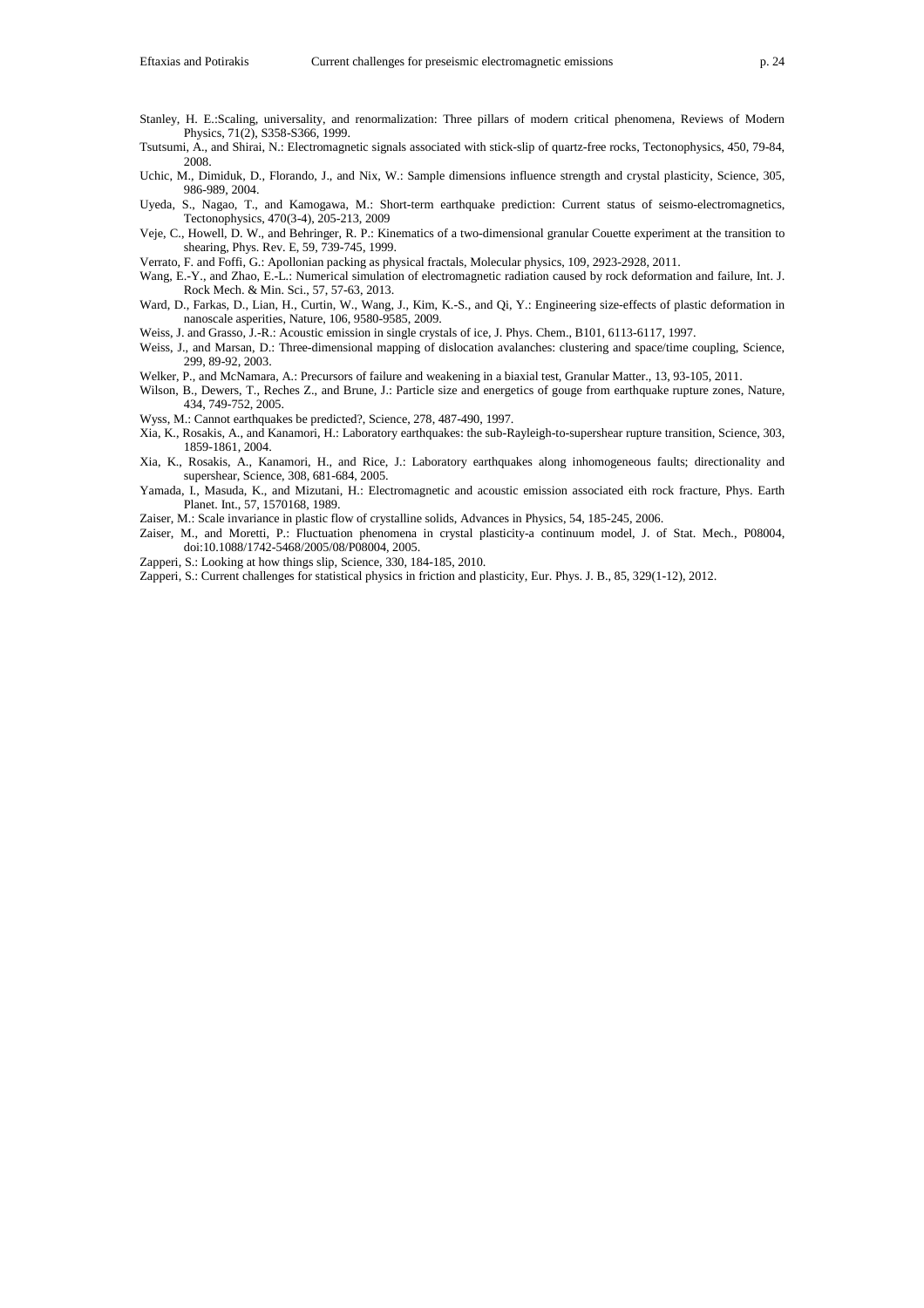Stanley, H. E.:Scaling, universality, and renormalization: Three pillars of modern critical phenomena, Reviews of Modern Physics, 71(2), S358-S366, 1999.

Tsutsumi, A., and Shirai, N.: Electromagnetic signals associated with stick-slip of quartz-free rocks, Tectonophysics, 450, 79-84, 2008.

Uchic, M., Dimiduk, D., Florando, J., and Nix, W.: Sample dimensions influence strength and crystal plasticity, Science, 305, 986-989, 2004.

Uyeda, S., Nagao, T., and Kamogawa, M.: Short-term earthquake prediction: Current status of seismo-electromagnetics, Tectonophysics, 470(3-4), 205-213, 2009

Veje, C., Howell, D. W., and Behringer, R. P.: Kinematics of a two-dimensional granular Couette experiment at the transition to shearing, Phys. Rev. E, 59, 739-745, 1999.

Verrato, F. and Foffi, G.: Apollonian packing as physical fractals, Molecular physics, 109, 2923-2928, 2011.

Wang, E.-Y., and Zhao, E.-L.: Numerical simulation of electromagnetic radiation caused by rock deformation and failure, Int. J. Rock Mech. & Min. Sci., 57, 57-63, 2013.

Ward, D., Farkas, D., Lian, H., Curtin, W., Wang, J., Kim, K.-S., and Qi, Y.: Engineering size-effects of plastic deformation in nanoscale asperities, Nature, 106, 9580-9585, 2009.

Weiss, J. and Grasso, J.-R.: Acoustic emission in single crystals of ice, J. Phys. Chem., B101, 6113-6117, 1997.

Weiss, J., and Marsan, D.: Three-dimensional mapping of dislocation avalanches: clustering and space/time coupling, Science, 299, 89-92, 2003.

Welker, P., and McNamara, A.: Precursors of failure and weakening in a biaxial test, Granular Matter., 13, 93-105, 2011.

Wilson, B., Dewers, T., Reches Z., and Brune, J.: Particle size and energetics of gouge from earthquake rupture zones, Nature, 434, 749-752, 2005.

Wyss, M.: Cannot earthquakes be predicted?, Science, 278, 487-490, 1997.

Xia, K., Rosakis, A., and Kanamori, H.: Laboratory earthquakes: the sub-Rayleigh-to-supershear rupture transition, Science, 303, 1859-1861, 2004.

Xia, K., Rosakis, A., Kanamori, H., and Rice, J.: Laboratory earthquakes along inhomogeneous faults; directionality and supershear, Science, 308, 681-684, 2005.

Yamada, I., Masuda, K., and Mizutani, H.: Electromagnetic and acoustic emission associated eith rock fracture, Phys. Earth Planet. Int., 57, 1570168, 1989.

Zaiser, M.: Scale invariance in plastic flow of crystalline solids, Advances in Physics, 54, 185-245, 2006.

Zaiser, M., and Moretti, P.: Fluctuation phenomena in crystal plasticity-a continuum model, J. of Stat. Mech., P08004, doi:10.1088/1742-5468/2005/08/P08004, 2005.

Zapperi, S.: Looking at how things slip, Science, 330, 184-185, 2010.

Zapperi, S.: Current challenges for statistical physics in friction and plasticity, Eur. Phys. J. B., 85, 329(1-12), 2012.